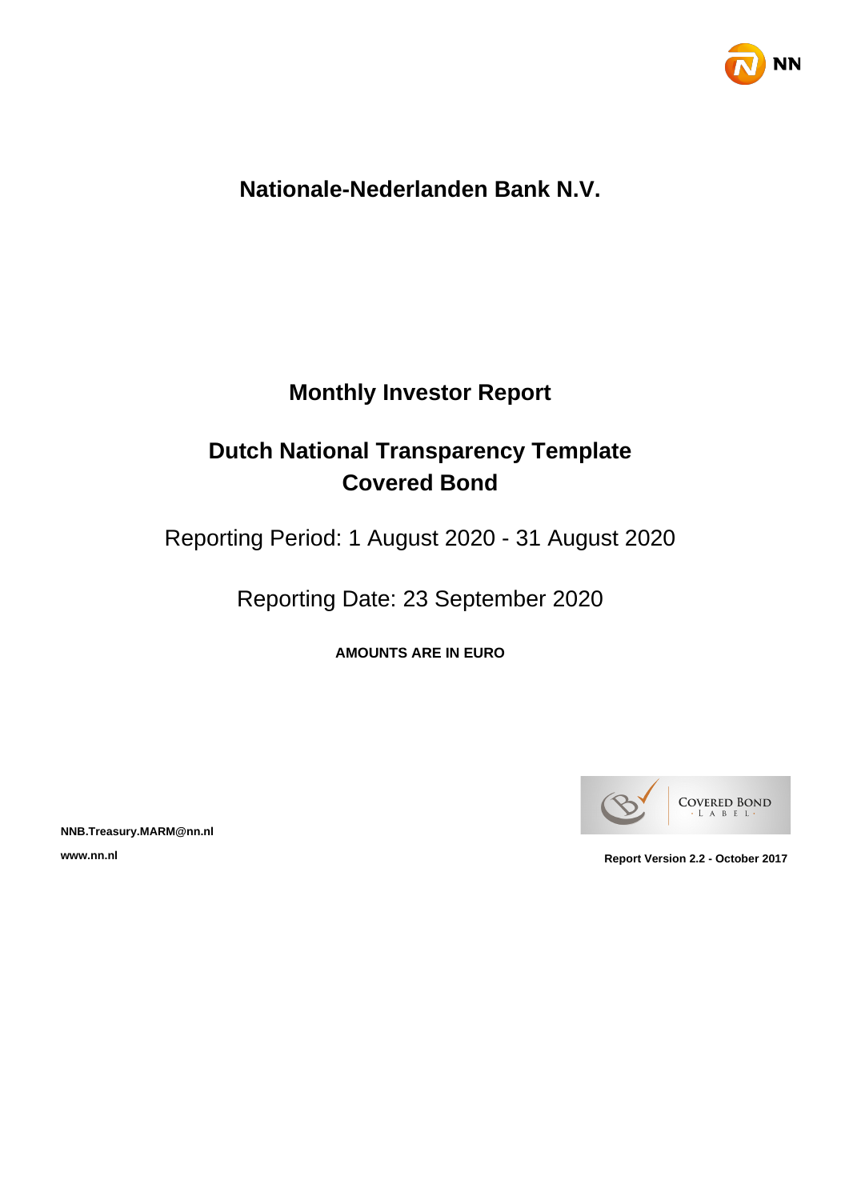# Nationale-Nederlanden Bank N.V.

## Monthly Investor Report

## Dutch National Transparency Template Covered Bond

Reporting Period: 1 August 2020 - 31 August 2020

Reporting Date: 23 September 2020

**AMOUNTS ARE IN EURO**

**NNB.Treasury.MARM@nn.nl**

**www.nn.nl**

**Report Version 2.2 - October 2017**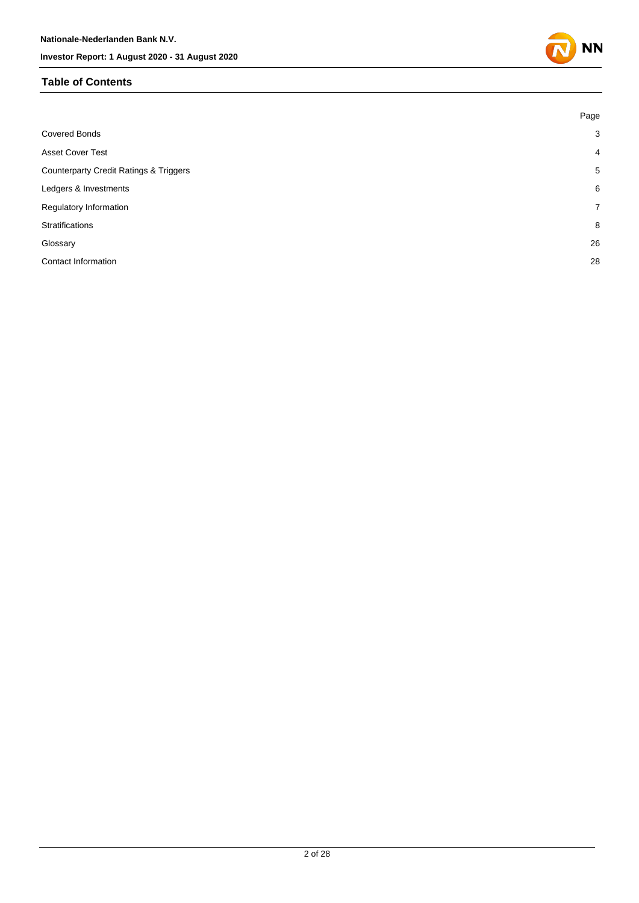## Table of Contents

| | Page |
|---|---|
| Covered Bonds | 3 |
| Asset Cover Test | 4 |
| Counterparty Credit Ratings & Triggers | 5 |
| Ledgers & Investments | 6 |
| Regulatory Information | 7 |
| Stratifications | 8 |
| Glossary | 26 |
| Contact Information | 28 |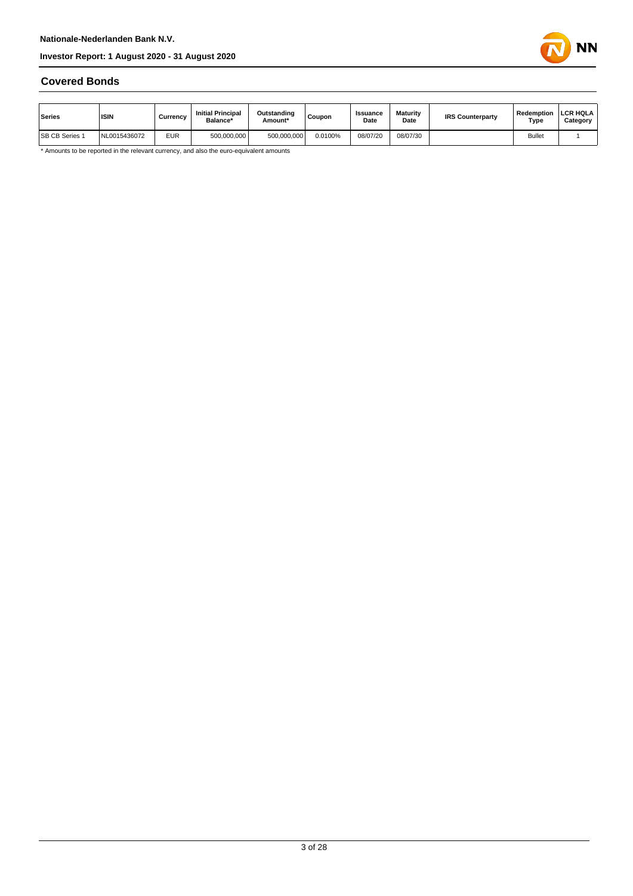## Covered Bonds

| Series | ISIN | Currency | Initial Principal Balance* | Outstanding Amount* | Coupon | Issuance Date | Maturity Date | IRS Counterparty | Redemption Type | LCR HQLA Category |
|---|---|---|---|---|---|---|---|---|---|---|
| SB CB Series 1 | NL0015436072 | EUR | 500,000,000 | 500,000,000 | 0.0100% | 08/07/20 | 08/07/30 | | Bullet | 1 |

* Amounts to be reported in the relevant currency, and also the euro-equivalent amounts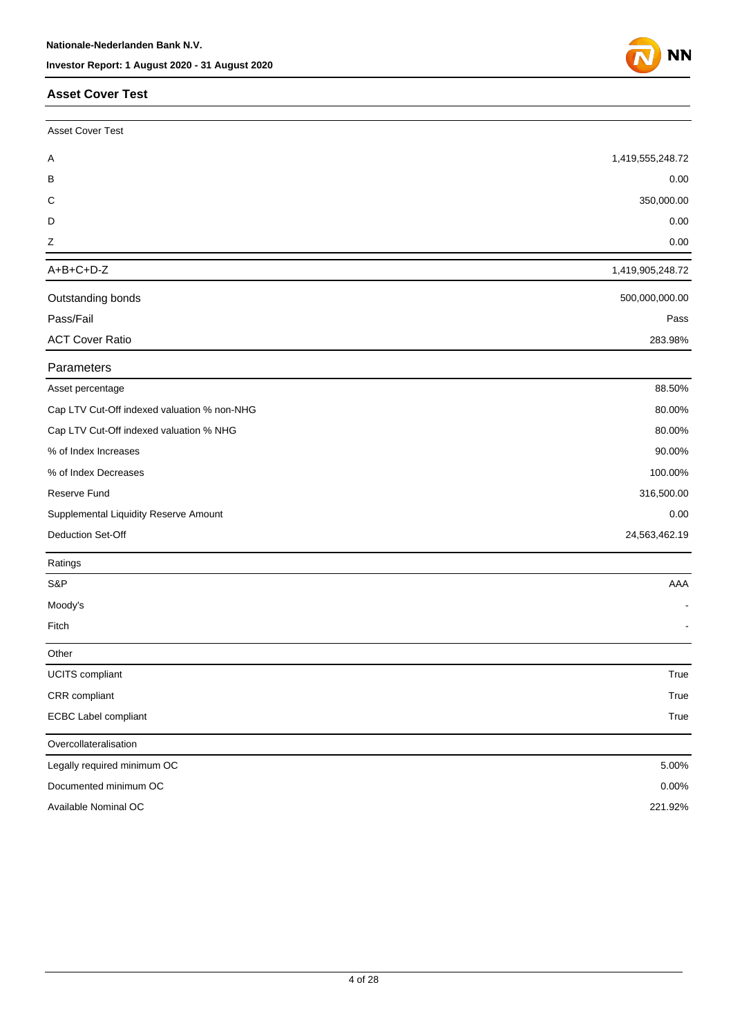## Asset Cover Test

| Asset Cover Test | |
|---|---|
| A | 1,419,555,248.72 |
| B | 0.00 |
| C | 350,000.00 |
| D | 0.00 |
| Z | 0.00 |
| A+B+C+D-Z | 1,419,905,248.72 |
| Outstanding bonds | 500,000,000.00 |
| Pass/Fail | Pass |
| ACT Cover Ratio | 283.98% |

| Parameters | |
|---|---|
| Asset percentage | 88.50% |
| Cap LTV Cut-Off indexed valuation % non-NHG | 80.00% |
| Cap LTV Cut-Off indexed valuation % NHG | 80.00% |
| % of Index Increases | 90.00% |
| % of Index Decreases | 100.00% |
| Reserve Fund | 316,500.00 |
| Supplemental Liquidity Reserve Amount | 0.00 |
| Deduction Set-Off | 24,563,462.19 |

| Ratings | |
|---|---|
| S&P | AAA |
| Moody's | - |
| Fitch | - |

| Other | |
|---|---|
| UCITS compliant | True |
| CRR compliant | True |
| ECBC Label compliant | True |

| Overcollateralisation | |
|---|---|
| Legally required minimum OC | 5.00% |
| Documented minimum OC | 0.00% |
| Available Nominal OC | 221.92% |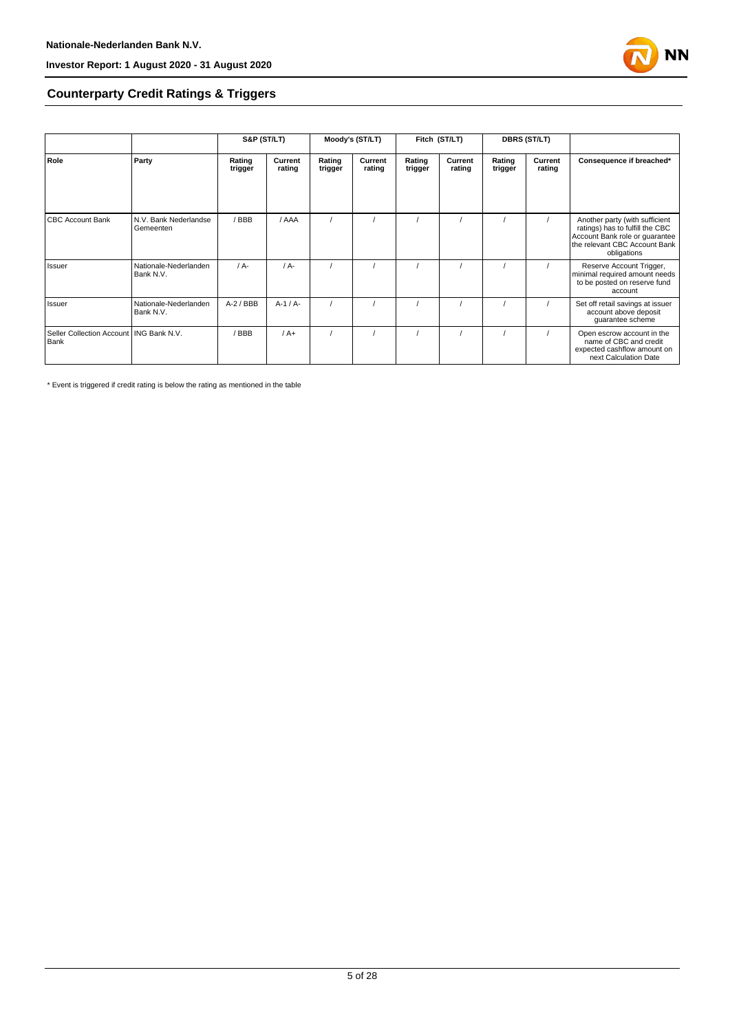## Counterparty Credit Ratings & Triggers

| | | S&P (ST/LT) | | Moody's (ST/LT) | | Fitch (ST/LT) | | DBRS (ST/LT) | | |
|---|---|---|---|---|---|---|---|---|---|---|
| **Role** | **Party** | **Rating trigger** | **Current rating** | **Rating trigger** | **Current rating** | **Rating trigger** | **Current rating** | **Rating trigger** | **Current rating** | **Consequence if breached*** |
| CBC Account Bank | N.V. Bank Nederlandse Gemeenten | / BBB | / AAA | / | / | / | / | / | / | Another party (with sufficient ratings) has to fulfill the CBC Account Bank role or guarantee the relevant CBC Account Bank obligations |
| Issuer | Nationale-Nederlanden Bank N.V. | / A- | / A- | / | / | / | / | / | / | Reserve Account Trigger, minimal required amount needs to be posted on reserve fund account |
| Issuer | Nationale-Nederlanden Bank N.V. | A-2 / BBB | A-1 / A- | / | / | / | / | / | / | Set off retail savings at issuer account above deposit guarantee scheme |
| Seller Collection Account Bank | ING Bank N.V. | / BBB | / A+ | / | / | / | / | / | / | Open escrow account in the name of CBC and credit expected cashflow amount on next Calculation Date |

* Event is triggered if credit rating is below the rating as mentioned in the table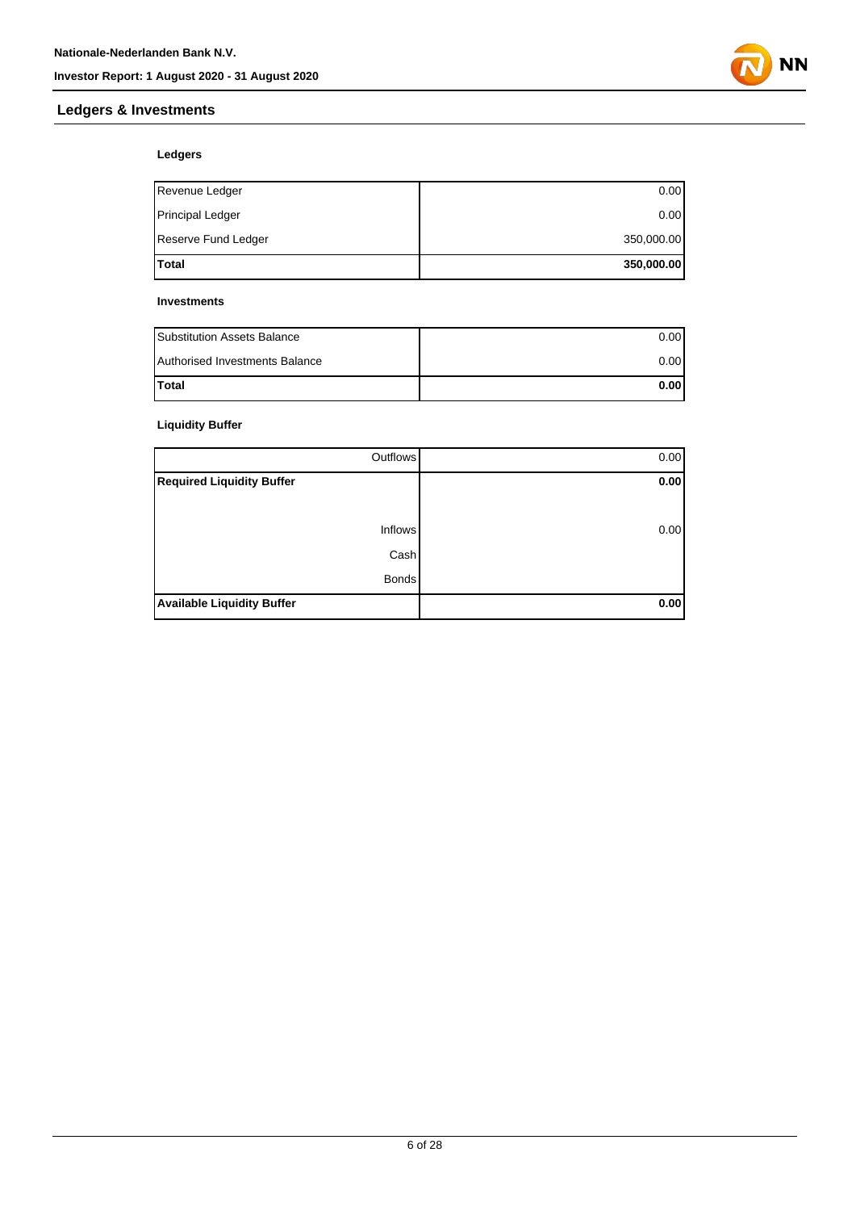## Ledgers & Investments

### Ledgers

| | |
|---|---|
| Revenue Ledger | 0.00 |
| Principal Ledger | 0.00 |
| Reserve Fund Ledger | 350,000.00 |
| **Total** | **350,000.00** |

### Investments

| | |
|---|---|
| Substitution Assets Balance | 0.00 |
| Authorised Investments Balance | 0.00 |
| **Total** | **0.00** |

### Liquidity Buffer

| | |
|---|---|
| Outflows | 0.00 |
| **Required Liquidity Buffer** | **0.00** |
| | |
| Inflows | 0.00 |
| Cash | |
| Bonds | |
| **Available Liquidity Buffer** | **0.00** |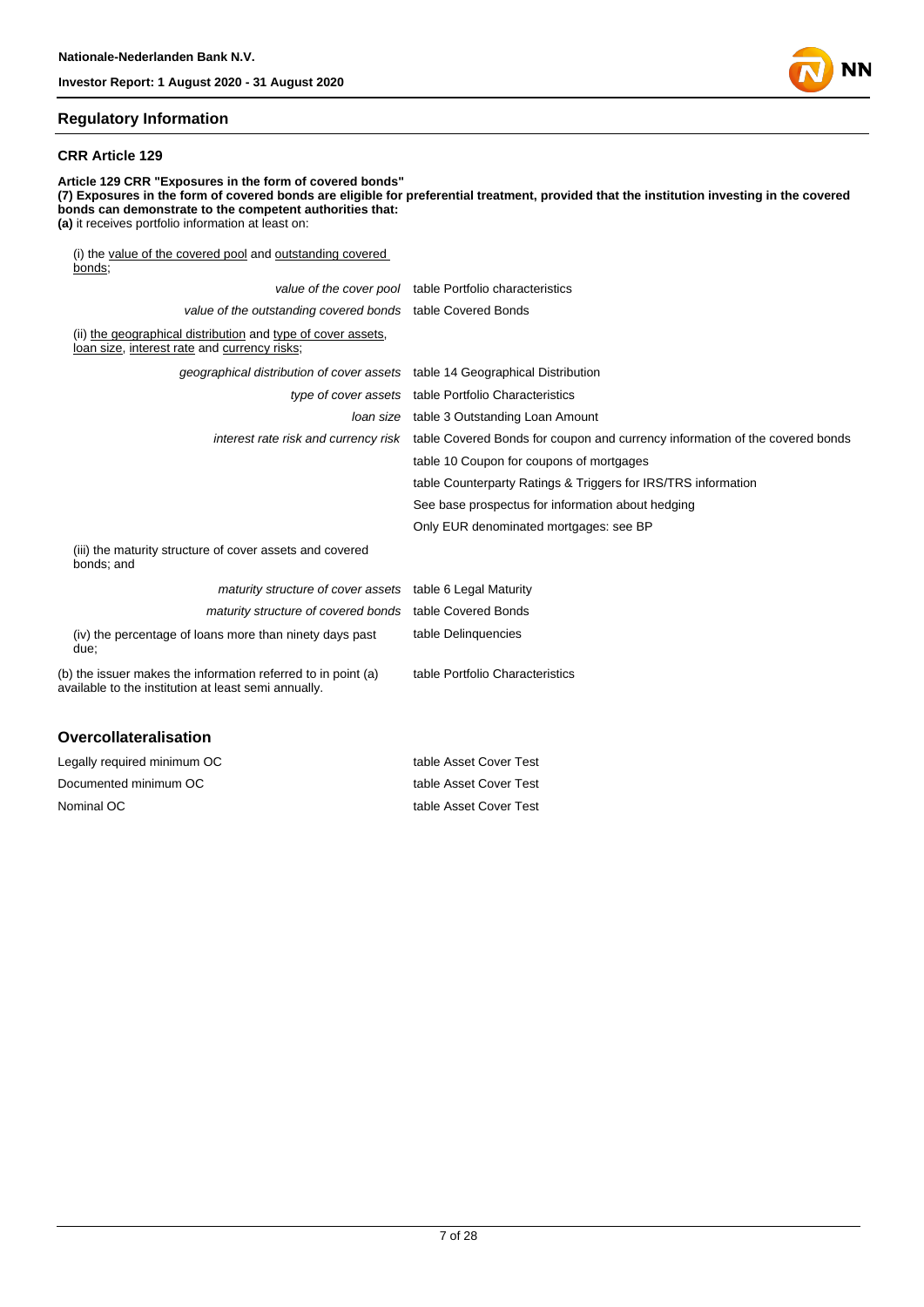## Regulatory Information

### CRR Article 129

**Article 129 CRR "Exposures in the form of covered bonds"**
**(7) Exposures in the form of covered bonds are eligible for preferential treatment, provided that the institution investing in the covered bonds can demonstrate to the competent authorities that:**
**(a)** it receives portfolio information at least on:

(i) the value of the covered pool and outstanding covered bonds;

| | |
|---|---|
| *value of the cover pool* | table Portfolio characteristics |
| *value of the outstanding covered bonds* | table Covered Bonds |

(ii) the geographical distribution and type of cover assets, loan size, interest rate and currency risks;

| | |
|---|---|
| *geographical distribution of cover assets* | table 14 Geographical Distribution |
| *type of cover assets* | table Portfolio Characteristics |
| *loan size* | table 3 Outstanding Loan Amount |
| *interest rate risk and currency risk* | table Covered Bonds for coupon and currency information of the covered bonds |
| | table 10 Coupon for coupons of mortgages |
| | table Counterparty Ratings & Triggers for IRS/TRS information |
| | See base prospectus for information about hedging |
| | Only EUR denominated mortgages: see BP |

(iii) the maturity structure of cover assets and covered bonds; and

| | |
|---|---|
| *maturity structure of cover assets* | table 6 Legal Maturity |
| *maturity structure of covered bonds* | table Covered Bonds |

| | |
|---|---|
| (iv) the percentage of loans more than ninety days past due; | table Delinquencies |
| (b) the issuer makes the information referred to in point (a) available to the institution at least semi annually. | table Portfolio Characteristics |

## Overcollateralisation

| | |
|---|---|
| Legally required minimum OC | table Asset Cover Test |
| Documented minimum OC | table Asset Cover Test |
| Nominal OC | table Asset Cover Test |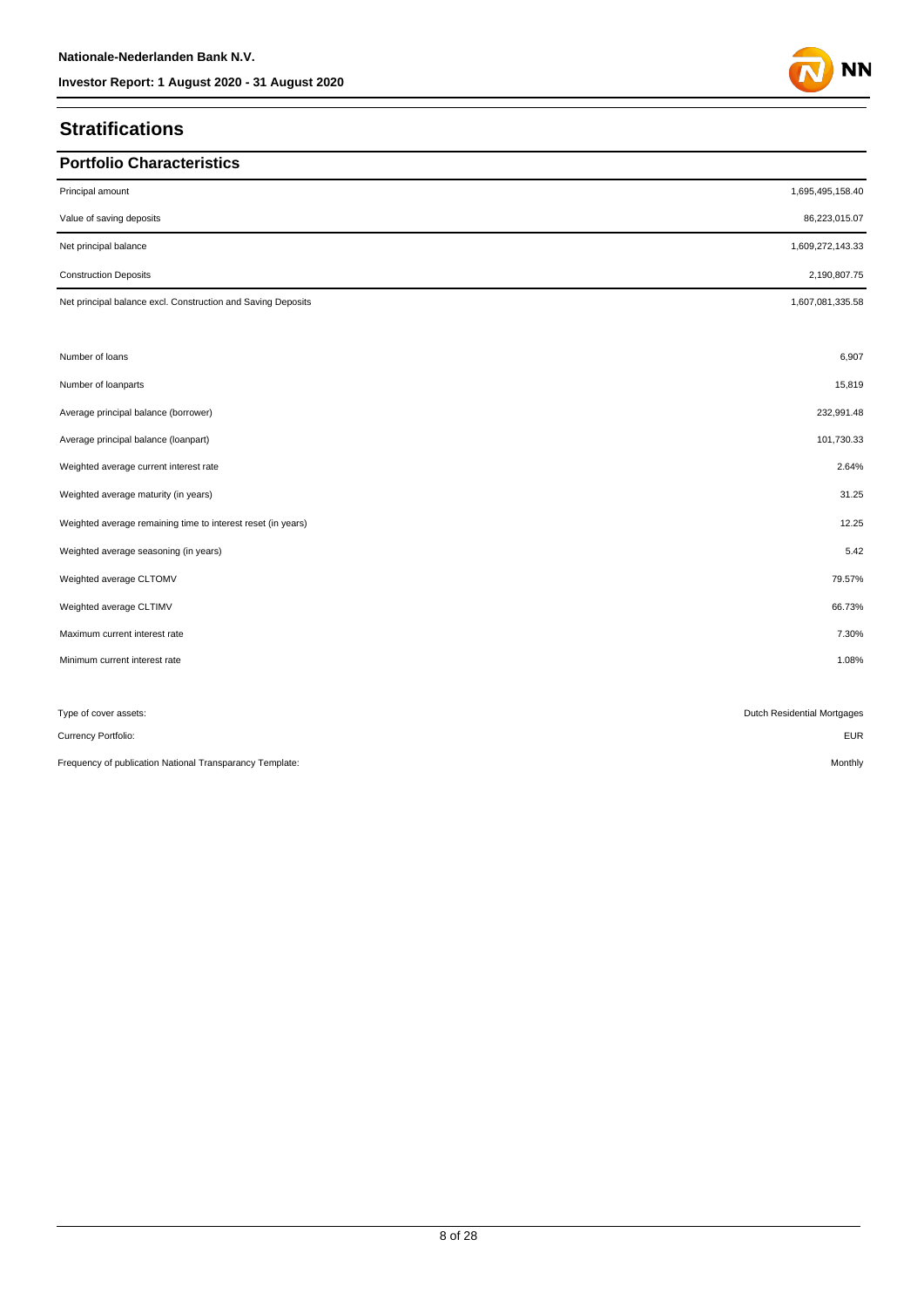## Stratifications

### Portfolio Characteristics

| | |
|---|---|
| Principal amount | 1,695,495,158.40 |
| Value of saving deposits | 86,223,015.07 |
| Net principal balance | 1,609,272,143.33 |
| Construction Deposits | 2,190,807.75 |
| Net principal balance excl. Construction and Saving Deposits | 1,607,081,335.58 |

| | |
|---|---|
| Number of loans | 6,907 |
| Number of loanparts | 15,819 |
| Average principal balance (borrower) | 232,991.48 |
| Average principal balance (loanpart) | 101,730.33 |
| Weighted average current interest rate | 2.64% |
| Weighted average maturity (in years) | 31.25 |
| Weighted average remaining time to interest reset (in years) | 12.25 |
| Weighted average seasoning (in years) | 5.42 |
| Weighted average CLTOMV | 79.57% |
| Weighted average CLTIMV | 66.73% |
| Maximum current interest rate | 7.30% |
| Minimum current interest rate | 1.08% |

| | |
|---|---|
| Type of cover assets: | Dutch Residential Mortgages |
| Currency Portfolio: | EUR |
| Frequency of publication National Transparancy Template: | Monthly |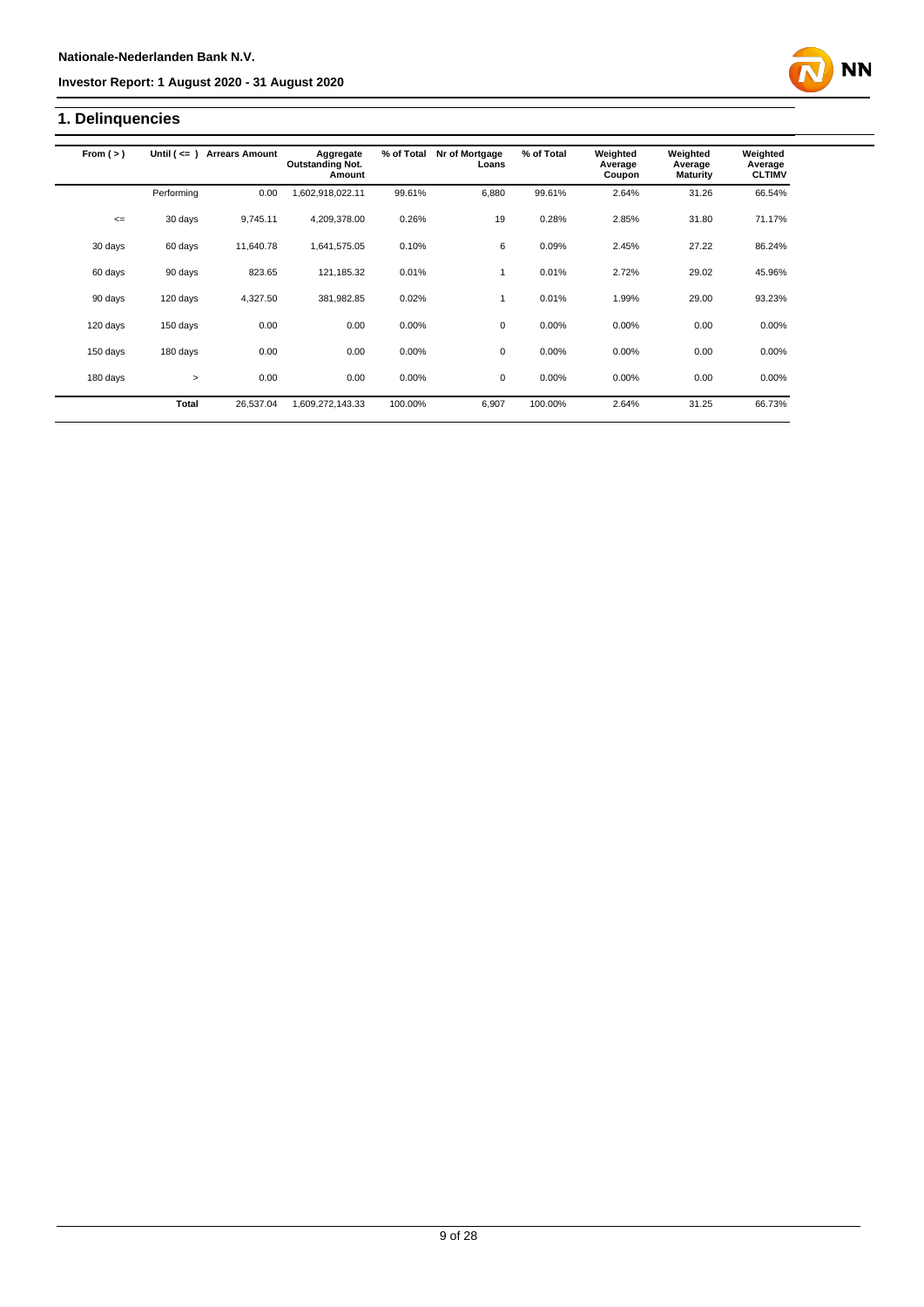## 1. Delinquencies

| From ( > ) | Until ( <= ) | Arrears Amount | Aggregate Outstanding Not. Amount | % of Total | Nr of Mortgage Loans | % of Total | Weighted Average Coupon | Weighted Average Maturity | Weighted Average CLTIMV |
|---|---|---|---|---|---|---|---|---|---|
| | Performing | 0.00 | 1,602,918,022.11 | 99.61% | 6,880 | 99.61% | 2.64% | 31.26 | 66.54% |
| <= | 30 days | 9,745.11 | 4,209,378.00 | 0.26% | 19 | 0.28% | 2.85% | 31.80 | 71.17% |
| 30 days | 60 days | 11,640.78 | 1,641,575.05 | 0.10% | 6 | 0.09% | 2.45% | 27.22 | 86.24% |
| 60 days | 90 days | 823.65 | 121,185.32 | 0.01% | 1 | 0.01% | 2.72% | 29.02 | 45.96% |
| 90 days | 120 days | 4,327.50 | 381,982.85 | 0.02% | 1 | 0.01% | 1.99% | 29.00 | 93.23% |
| 120 days | 150 days | 0.00 | 0.00 | 0.00% | 0 | 0.00% | 0.00% | 0.00 | 0.00% |
| 150 days | 180 days | 0.00 | 0.00 | 0.00% | 0 | 0.00% | 0.00% | 0.00 | 0.00% |
| 180 days | > | 0.00 | 0.00 | 0.00% | 0 | 0.00% | 0.00% | 0.00 | 0.00% |
| | **Total** | 26,537.04 | 1,609,272,143.33 | 100.00% | 6,907 | 100.00% | 2.64% | 31.25 | 66.73% |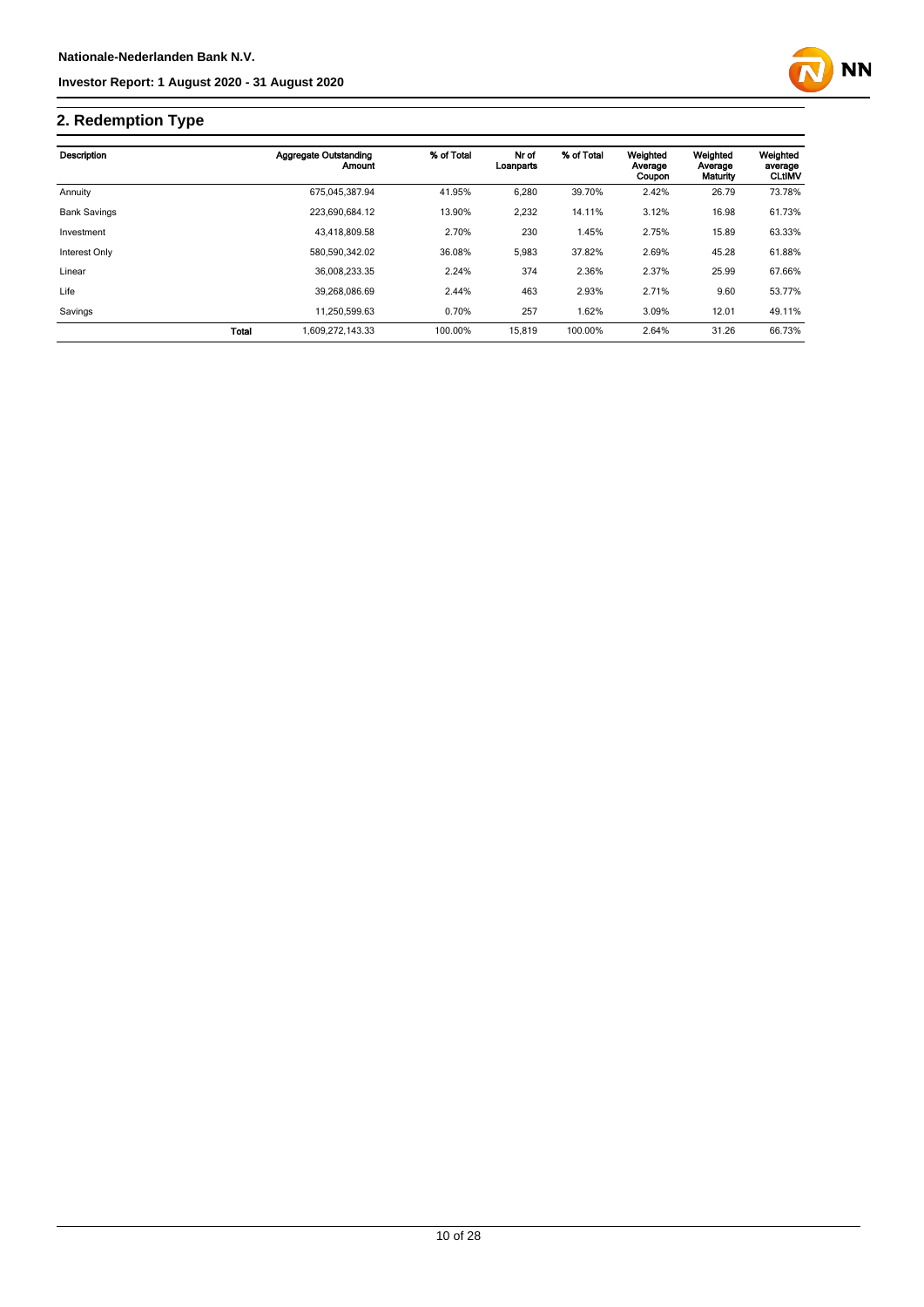## 2. Redemption Type

| Description | | Aggregate Outstanding Amount | % of Total | Nr of Loanparts | % of Total | Weighted Average Coupon | Weighted Average Maturity | Weighted average CLtIMV |
|---|---|---|---|---|---|---|---|---|
| Annuity | | 675,045,387.94 | 41.95% | 6,280 | 39.70% | 2.42% | 26.79 | 73.78% |
| Bank Savings | | 223,690,684.12 | 13.90% | 2,232 | 14.11% | 3.12% | 16.98 | 61.73% |
| Investment | | 43,418,809.58 | 2.70% | 230 | 1.45% | 2.75% | 15.89 | 63.33% |
| Interest Only | | 580,590,342.02 | 36.08% | 5,983 | 37.82% | 2.69% | 45.28 | 61.88% |
| Linear | | 36,008,233.35 | 2.24% | 374 | 2.36% | 2.37% | 25.99 | 67.66% |
| Life | | 39,268,086.69 | 2.44% | 463 | 2.93% | 2.71% | 9.60 | 53.77% |
| Savings | | 11,250,599.63 | 0.70% | 257 | 1.62% | 3.09% | 12.01 | 49.11% |
| | **Total** | 1,609,272,143.33 | 100.00% | 15,819 | 100.00% | 2.64% | 31.26 | 66.73% |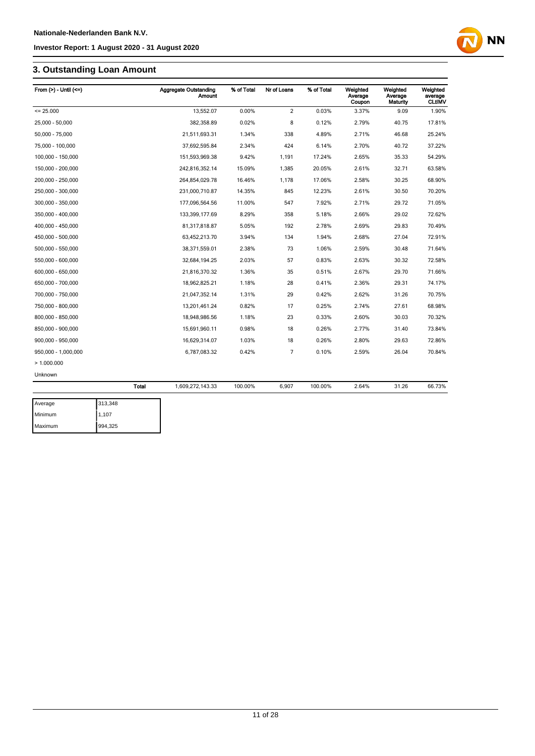## 3. Outstanding Loan Amount

| From (>) - Until (<=) | Aggregate Outstanding Amount | % of Total | Nr of Loans | % of Total | Weighted Average Coupon | Weighted Average Maturity | Weighted average CLtIMV |
|---|---|---|---|---|---|---|---|
| <= 25.000 | 13,552.07 | 0.00% | 2 | 0.03% | 3.37% | 9.09 | 1.90% |
| 25,000 - 50,000 | 382,358.89 | 0.02% | 8 | 0.12% | 2.79% | 40.75 | 17.81% |
| 50,000 - 75,000 | 21,511,693.31 | 1.34% | 338 | 4.89% | 2.71% | 46.68 | 25.24% |
| 75,000 - 100,000 | 37,692,595.84 | 2.34% | 424 | 6.14% | 2.70% | 40.72 | 37.22% |
| 100,000 - 150,000 | 151,593,969.38 | 9.42% | 1,191 | 17.24% | 2.65% | 35.33 | 54.29% |
| 150,000 - 200,000 | 242,816,352.14 | 15.09% | 1,385 | 20.05% | 2.61% | 32.71 | 63.58% |
| 200,000 - 250,000 | 264,854,029.78 | 16.46% | 1,178 | 17.06% | 2.58% | 30.25 | 68.90% |
| 250,000 - 300,000 | 231,000,710.87 | 14.35% | 845 | 12.23% | 2.61% | 30.50 | 70.20% |
| 300,000 - 350,000 | 177,096,564.56 | 11.00% | 547 | 7.92% | 2.71% | 29.72 | 71.05% |
| 350,000 - 400,000 | 133,399,177.69 | 8.29% | 358 | 5.18% | 2.66% | 29.02 | 72.62% |
| 400,000 - 450,000 | 81,317,818.87 | 5.05% | 192 | 2.78% | 2.69% | 29.83 | 70.49% |
| 450,000 - 500,000 | 63,452,213.70 | 3.94% | 134 | 1.94% | 2.68% | 27.04 | 72.91% |
| 500,000 - 550,000 | 38,371,559.01 | 2.38% | 73 | 1.06% | 2.59% | 30.48 | 71.64% |
| 550,000 - 600,000 | 32,684,194.25 | 2.03% | 57 | 0.83% | 2.63% | 30.32 | 72.58% |
| 600,000 - 650,000 | 21,816,370.32 | 1.36% | 35 | 0.51% | 2.67% | 29.70 | 71.66% |
| 650,000 - 700,000 | 18,962,825.21 | 1.18% | 28 | 0.41% | 2.36% | 29.31 | 74.17% |
| 700,000 - 750,000 | 21,047,352.14 | 1.31% | 29 | 0.42% | 2.62% | 31.26 | 70.75% |
| 750,000 - 800,000 | 13,201,461.24 | 0.82% | 17 | 0.25% | 2.74% | 27.61 | 68.98% |
| 800,000 - 850,000 | 18,948,986.56 | 1.18% | 23 | 0.33% | 2.60% | 30.03 | 70.32% |
| 850,000 - 900,000 | 15,691,960.11 | 0.98% | 18 | 0.26% | 2.77% | 31.40 | 73.84% |
| 900,000 - 950,000 | 16,629,314.07 | 1.03% | 18 | 0.26% | 2.80% | 29.63 | 72.86% |
| 950,000 - 1,000,000 | 6,787,083.32 | 0.42% | 7 | 0.10% | 2.59% | 26.04 | 70.84% |
| > 1.000.000 | | | | | | | |
| Unknown | | | | | | | |
| Total | 1,609,272,143.33 | 100.00% | 6,907 | 100.00% | 2.64% | 31.26 | 66.73% |

| | |
|---|---|
| Average | 313,348 |
| Minimum | 1,107 |
| Maximum | 994,325 |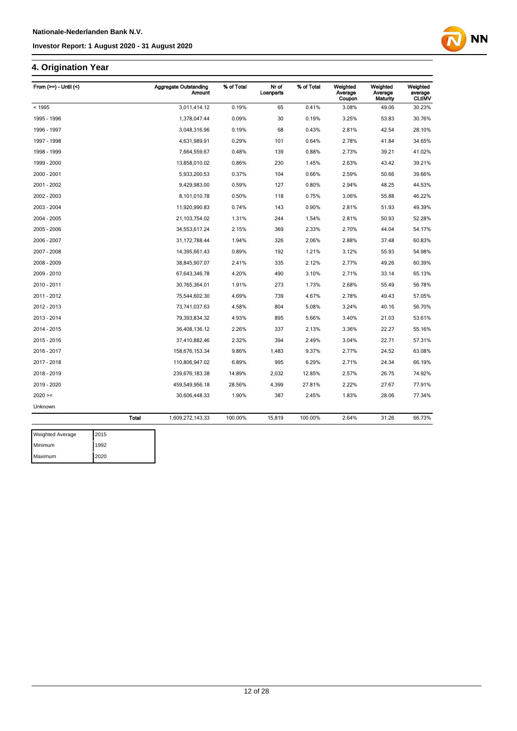## 4. Origination Year

| From (>=) - Until (<) | | Aggregate Outstanding Amount | % of Total | Nr of Loanparts | % of Total | Weighted Average Coupon | Weighted Average Maturity | Weighted average CLtIMV |
|---|---|---|---|---|---|---|---|---|
| < 1995 | | 3,011,414.12 | 0.19% | 65 | 0.41% | 3.08% | 49.06 | 30.23% |
| 1995 - 1996 | | 1,378,047.44 | 0.09% | 30 | 0.19% | 3.25% | 53.83 | 30.76% |
| 1996 - 1997 | | 3,048,316.96 | 0.19% | 68 | 0.43% | 2.81% | 42.54 | 28.10% |
| 1997 - 1998 | | 4,631,989.91 | 0.29% | 101 | 0.64% | 2.78% | 41.84 | 34.65% |
| 1998 - 1999 | | 7,664,559.67 | 0.48% | 139 | 0.88% | 2.73% | 39.21 | 41.02% |
| 1999 - 2000 | | 13,858,010.02 | 0.86% | 230 | 1.45% | 2.63% | 43.42 | 39.21% |
| 2000 - 2001 | | 5,933,200.53 | 0.37% | 104 | 0.66% | 2.59% | 50.66 | 39.66% |
| 2001 - 2002 | | 9,429,983.00 | 0.59% | 127 | 0.80% | 2.94% | 48.25 | 44.53% |
| 2002 - 2003 | | 8,101,010.78 | 0.50% | 118 | 0.75% | 3.06% | 55.88 | 46.22% |
| 2003 - 2004 | | 11,920,990.83 | 0.74% | 143 | 0.90% | 2.81% | 51.93 | 49.39% |
| 2004 - 2005 | | 21,103,754.02 | 1.31% | 244 | 1.54% | 2.81% | 50.93 | 52.28% |
| 2005 - 2006 | | 34,553,617.24 | 2.15% | 369 | 2.33% | 2.70% | 44.04 | 54.17% |
| 2006 - 2007 | | 31,172,788.44 | 1.94% | 326 | 2.06% | 2.88% | 37.48 | 60.83% |
| 2007 - 2008 | | 14,395,661.43 | 0.89% | 192 | 1.21% | 3.12% | 55.93 | 54.98% |
| 2008 - 2009 | | 38,845,907.07 | 2.41% | 335 | 2.12% | 2.77% | 49.26 | 60.39% |
| 2009 - 2010 | | 67,643,346.78 | 4.20% | 490 | 3.10% | 2.71% | 33.14 | 65.13% |
| 2010 - 2011 | | 30,765,364.01 | 1.91% | 273 | 1.73% | 2.68% | 55.49 | 56.78% |
| 2011 - 2012 | | 75,544,602.30 | 4.69% | 739 | 4.67% | 2.78% | 49.43 | 57.05% |
| 2012 - 2013 | | 73,741,037.63 | 4.58% | 804 | 5.08% | 3.24% | 40.16 | 56.70% |
| 2013 - 2014 | | 79,393,834.32 | 4.93% | 895 | 5.66% | 3.40% | 21.03 | 53.61% |
| 2014 - 2015 | | 36,408,136.12 | 2.26% | 337 | 2.13% | 3.36% | 22.27 | 55.16% |
| 2015 - 2016 | | 37,410,882.46 | 2.32% | 394 | 2.49% | 3.04% | 22.71 | 57.31% |
| 2016 - 2017 | | 158,676,153.34 | 9.86% | 1,483 | 9.37% | 2.77% | 24.52 | 63.08% |
| 2017 - 2018 | | 110,806,947.02 | 6.89% | 995 | 6.29% | 2.71% | 24.34 | 66.19% |
| 2018 - 2019 | | 239,676,183.38 | 14.89% | 2,032 | 12.85% | 2.57% | 26.75 | 74.92% |
| 2019 - 2020 | | 459,549,956.18 | 28.56% | 4,399 | 27.81% | 2.22% | 27.67 | 77.91% |
| 2020 >= | | 30,606,448.33 | 1.90% | 387 | 2.45% | 1.83% | 28.06 | 77.34% |
| Unknown | | | | | | | | |
| | **Total** | 1,609,272,143.33 | 100.00% | 15,819 | 100.00% | 2.64% | 31.26 | 66.73% |

| | |
|---|---|
| Weighted Average | 2015 |
| Minimum | 1992 |
| Maximum | 2020 |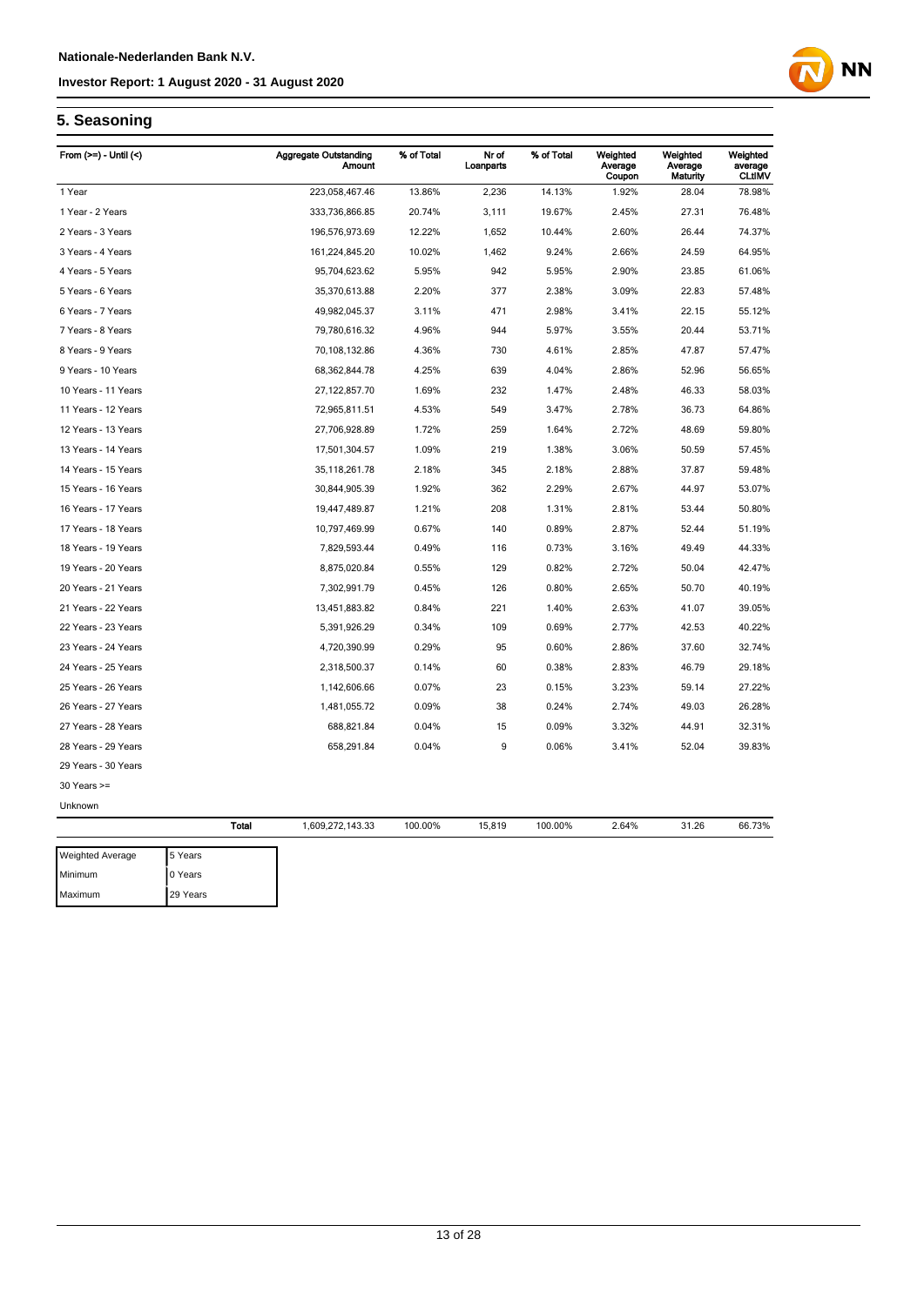## 5. Seasoning

| From (>=) - Until (<) | Aggregate Outstanding Amount | % of Total | Nr of Loanparts | % of Total | Weighted Average Coupon | Weighted Average Maturity | Weighted average CLtIMV |
|---|---|---|---|---|---|---|---|
| 1 Year | 223,058,467.46 | 13.86% | 2,236 | 14.13% | 1.92% | 28.04 | 78.98% |
| 1 Year - 2 Years | 333,736,866.85 | 20.74% | 3,111 | 19.67% | 2.45% | 27.31 | 76.48% |
| 2 Years - 3 Years | 196,576,973.69 | 12.22% | 1,652 | 10.44% | 2.60% | 26.44 | 74.37% |
| 3 Years - 4 Years | 161,224,845.20 | 10.02% | 1,462 | 9.24% | 2.66% | 24.59 | 64.95% |
| 4 Years - 5 Years | 95,704,623.62 | 5.95% | 942 | 5.95% | 2.90% | 23.85 | 61.06% |
| 5 Years - 6 Years | 35,370,613.88 | 2.20% | 377 | 2.38% | 3.09% | 22.83 | 57.48% |
| 6 Years - 7 Years | 49,982,045.37 | 3.11% | 471 | 2.98% | 3.41% | 22.15 | 55.12% |
| 7 Years - 8 Years | 79,780,616.32 | 4.96% | 944 | 5.97% | 3.55% | 20.44 | 53.71% |
| 8 Years - 9 Years | 70,108,132.86 | 4.36% | 730 | 4.61% | 2.85% | 47.87 | 57.47% |
| 9 Years - 10 Years | 68,362,844.78 | 4.25% | 639 | 4.04% | 2.86% | 52.96 | 56.65% |
| 10 Years - 11 Years | 27,122,857.70 | 1.69% | 232 | 1.47% | 2.48% | 46.33 | 58.03% |
| 11 Years - 12 Years | 72,965,811.51 | 4.53% | 549 | 3.47% | 2.78% | 36.73 | 64.86% |
| 12 Years - 13 Years | 27,706,928.89 | 1.72% | 259 | 1.64% | 2.72% | 48.69 | 59.80% |
| 13 Years - 14 Years | 17,501,304.57 | 1.09% | 219 | 1.38% | 3.06% | 50.59 | 57.45% |
| 14 Years - 15 Years | 35,118,261.78 | 2.18% | 345 | 2.18% | 2.88% | 37.87 | 59.48% |
| 15 Years - 16 Years | 30,844,905.39 | 1.92% | 362 | 2.29% | 2.67% | 44.97 | 53.07% |
| 16 Years - 17 Years | 19,447,489.87 | 1.21% | 208 | 1.31% | 2.81% | 53.44 | 50.80% |
| 17 Years - 18 Years | 10,797,469.99 | 0.67% | 140 | 0.89% | 2.87% | 52.44 | 51.19% |
| 18 Years - 19 Years | 7,829,593.44 | 0.49% | 116 | 0.73% | 3.16% | 49.49 | 44.33% |
| 19 Years - 20 Years | 8,875,020.84 | 0.55% | 129 | 0.82% | 2.72% | 50.04 | 42.47% |
| 20 Years - 21 Years | 7,302,991.79 | 0.45% | 126 | 0.80% | 2.65% | 50.70 | 40.19% |
| 21 Years - 22 Years | 13,451,883.82 | 0.84% | 221 | 1.40% | 2.63% | 41.07 | 39.05% |
| 22 Years - 23 Years | 5,391,926.29 | 0.34% | 109 | 0.69% | 2.77% | 42.53 | 40.22% |
| 23 Years - 24 Years | 4,720,390.99 | 0.29% | 95 | 0.60% | 2.86% | 37.60 | 32.74% |
| 24 Years - 25 Years | 2,318,500.37 | 0.14% | 60 | 0.38% | 2.83% | 46.79 | 29.18% |
| 25 Years - 26 Years | 1,142,606.66 | 0.07% | 23 | 0.15% | 3.23% | 59.14 | 27.22% |
| 26 Years - 27 Years | 1,481,055.72 | 0.09% | 38 | 0.24% | 2.74% | 49.03 | 26.28% |
| 27 Years - 28 Years | 688,821.84 | 0.04% | 15 | 0.09% | 3.32% | 44.91 | 32.31% |
| 28 Years - 29 Years | 658,291.84 | 0.04% | 9 | 0.06% | 3.41% | 52.04 | 39.83% |
| 29 Years - 30 Years | | | | | | | |
| 30 Years >= | | | | | | | |
| Unknown | | | | | | | |
| **Total** | 1,609,272,143.33 | 100.00% | 15,819 | 100.00% | 2.64% | 31.26 | 66.73% |

| | |
|---|---|
| Weighted Average | 5 Years |
| Minimum | 0 Years |
| Maximum | 29 Years |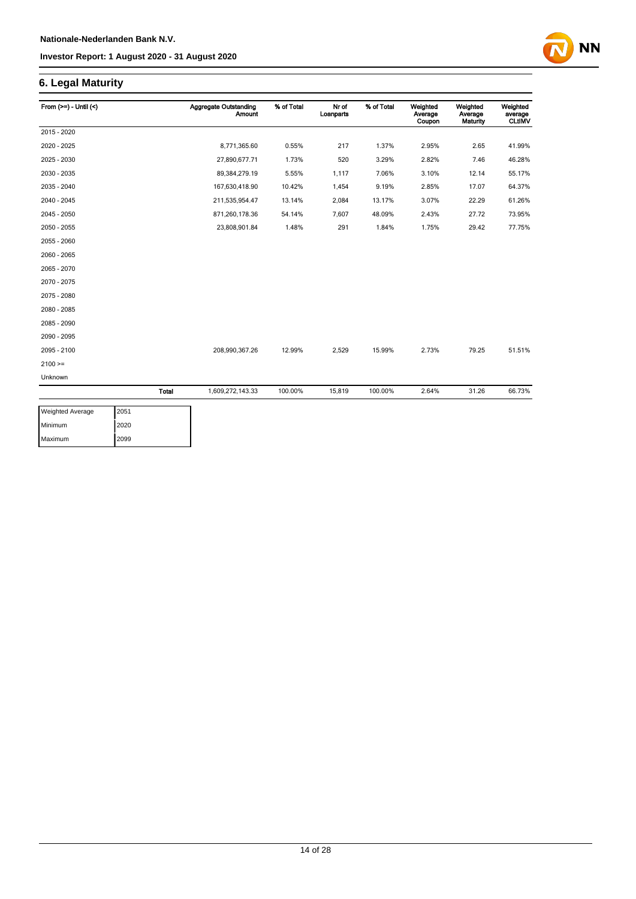## 6. Legal Maturity

| From (>=) - Until (<) | | Aggregate Outstanding Amount | % of Total | Nr of Loanparts | % of Total | Weighted Average Coupon | Weighted Average Maturity | Weighted average CLtIMV |
|---|---|---|---|---|---|---|---|---|
| 2015 - 2020 | | | | | | | | |
| 2020 - 2025 | | 8,771,365.60 | 0.55% | 217 | 1.37% | 2.95% | 2.65 | 41.99% |
| 2025 - 2030 | | 27,890,677.71 | 1.73% | 520 | 3.29% | 2.82% | 7.46 | 46.28% |
| 2030 - 2035 | | 89,384,279.19 | 5.55% | 1,117 | 7.06% | 3.10% | 12.14 | 55.17% |
| 2035 - 2040 | | 167,630,418.90 | 10.42% | 1,454 | 9.19% | 2.85% | 17.07 | 64.37% |
| 2040 - 2045 | | 211,535,954.47 | 13.14% | 2,084 | 13.17% | 3.07% | 22.29 | 61.26% |
| 2045 - 2050 | | 871,260,178.36 | 54.14% | 7,607 | 48.09% | 2.43% | 27.72 | 73.95% |
| 2050 - 2055 | | 23,808,901.84 | 1.48% | 291 | 1.84% | 1.75% | 29.42 | 77.75% |
| 2055 - 2060 | | | | | | | | |
| 2060 - 2065 | | | | | | | | |
| 2065 - 2070 | | | | | | | | |
| 2070 - 2075 | | | | | | | | |
| 2075 - 2080 | | | | | | | | |
| 2080 - 2085 | | | | | | | | |
| 2085 - 2090 | | | | | | | | |
| 2090 - 2095 | | | | | | | | |
| 2095 - 2100 | | 208,990,367.26 | 12.99% | 2,529 | 15.99% | 2.73% | 79.25 | 51.51% |
| 2100 >= | | | | | | | | |
| Unknown | | | | | | | | |
| | **Total** | 1,609,272,143.33 | 100.00% | 15,819 | 100.00% | 2.64% | 31.26 | 66.73% |

| | |
|---|---|
| Weighted Average | 2051 |
| Minimum | 2020 |
| Maximum | 2099 |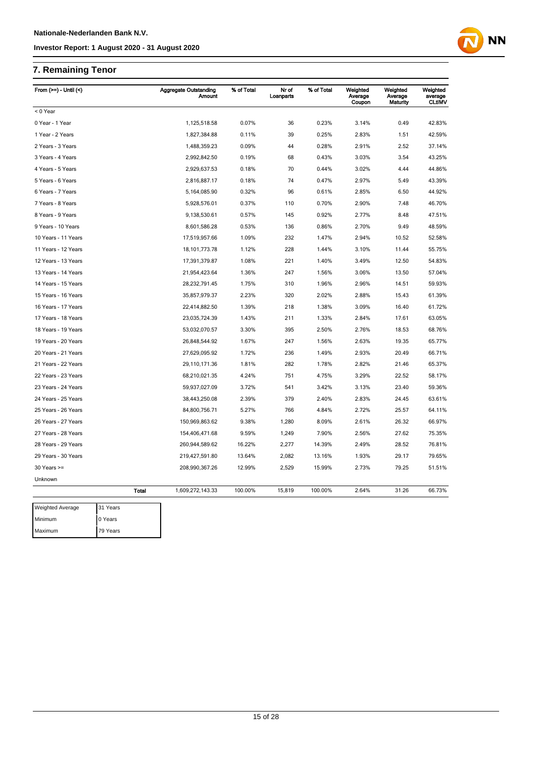## 7. Remaining Tenor

| From (>=) - Until (<) | Aggregate Outstanding Amount | % of Total | Nr of Loanparts | % of Total | Weighted Average Coupon | Weighted Average Maturity | Weighted average CLtIMV |
|---|---|---|---|---|---|---|---|
| < 0 Year | | | | | | | |
| 0 Year - 1 Year | 1,125,518.58 | 0.07% | 36 | 0.23% | 3.14% | 0.49 | 42.83% |
| 1 Year - 2 Years | 1,827,384.88 | 0.11% | 39 | 0.25% | 2.83% | 1.51 | 42.59% |
| 2 Years - 3 Years | 1,488,359.23 | 0.09% | 44 | 0.28% | 2.91% | 2.52 | 37.14% |
| 3 Years - 4 Years | 2,992,842.50 | 0.19% | 68 | 0.43% | 3.03% | 3.54 | 43.25% |
| 4 Years - 5 Years | 2,929,637.53 | 0.18% | 70 | 0.44% | 3.02% | 4.44 | 44.86% |
| 5 Years - 6 Years | 2,816,887.17 | 0.18% | 74 | 0.47% | 2.97% | 5.49 | 43.39% |
| 6 Years - 7 Years | 5,164,085.90 | 0.32% | 96 | 0.61% | 2.85% | 6.50 | 44.92% |
| 7 Years - 8 Years | 5,928,576.01 | 0.37% | 110 | 0.70% | 2.90% | 7.48 | 46.70% |
| 8 Years - 9 Years | 9,138,530.61 | 0.57% | 145 | 0.92% | 2.77% | 8.48 | 47.51% |
| 9 Years - 10 Years | 8,601,586.28 | 0.53% | 136 | 0.86% | 2.70% | 9.49 | 48.59% |
| 10 Years - 11 Years | 17,519,957.66 | 1.09% | 232 | 1.47% | 2.94% | 10.52 | 52.58% |
| 11 Years - 12 Years | 18,101,773.78 | 1.12% | 228 | 1.44% | 3.10% | 11.44 | 55.75% |
| 12 Years - 13 Years | 17,391,379.87 | 1.08% | 221 | 1.40% | 3.49% | 12.50 | 54.83% |
| 13 Years - 14 Years | 21,954,423.64 | 1.36% | 247 | 1.56% | 3.06% | 13.50 | 57.04% |
| 14 Years - 15 Years | 28,232,791.45 | 1.75% | 310 | 1.96% | 2.96% | 14.51 | 59.93% |
| 15 Years - 16 Years | 35,857,979.37 | 2.23% | 320 | 2.02% | 2.88% | 15.43 | 61.39% |
| 16 Years - 17 Years | 22,414,882.50 | 1.39% | 218 | 1.38% | 3.09% | 16.40 | 61.72% |
| 17 Years - 18 Years | 23,035,724.39 | 1.43% | 211 | 1.33% | 2.84% | 17.61 | 63.05% |
| 18 Years - 19 Years | 53,032,070.57 | 3.30% | 395 | 2.50% | 2.76% | 18.53 | 68.76% |
| 19 Years - 20 Years | 26,848,544.92 | 1.67% | 247 | 1.56% | 2.63% | 19.35 | 65.77% |
| 20 Years - 21 Years | 27,629,095.92 | 1.72% | 236 | 1.49% | 2.93% | 20.49 | 66.71% |
| 21 Years - 22 Years | 29,110,171.36 | 1.81% | 282 | 1.78% | 2.82% | 21.46 | 65.37% |
| 22 Years - 23 Years | 68,210,021.35 | 4.24% | 751 | 4.75% | 3.29% | 22.52 | 58.17% |
| 23 Years - 24 Years | 59,937,027.09 | 3.72% | 541 | 3.42% | 3.13% | 23.40 | 59.36% |
| 24 Years - 25 Years | 38,443,250.08 | 2.39% | 379 | 2.40% | 2.83% | 24.45 | 63.61% |
| 25 Years - 26 Years | 84,800,756.71 | 5.27% | 766 | 4.84% | 2.72% | 25.57 | 64.11% |
| 26 Years - 27 Years | 150,969,863.62 | 9.38% | 1,280 | 8.09% | 2.61% | 26.32 | 66.97% |
| 27 Years - 28 Years | 154,406,471.68 | 9.59% | 1,249 | 7.90% | 2.56% | 27.62 | 75.35% |
| 28 Years - 29 Years | 260,944,589.62 | 16.22% | 2,277 | 14.39% | 2.49% | 28.52 | 76.81% |
| 29 Years - 30 Years | 219,427,591.80 | 13.64% | 2,082 | 13.16% | 1.93% | 29.17 | 79.65% |
| 30 Years >= | 208,990,367.26 | 12.99% | 2,529 | 15.99% | 2.73% | 79.25 | 51.51% |
| Unknown | | | | | | | |
| **Total** | 1,609,272,143.33 | 100.00% | 15,819 | 100.00% | 2.64% | 31.26 | 66.73% |

| | |
|---|---|
| Weighted Average | 31 Years |
| Minimum | 0 Years |
| Maximum | 79 Years |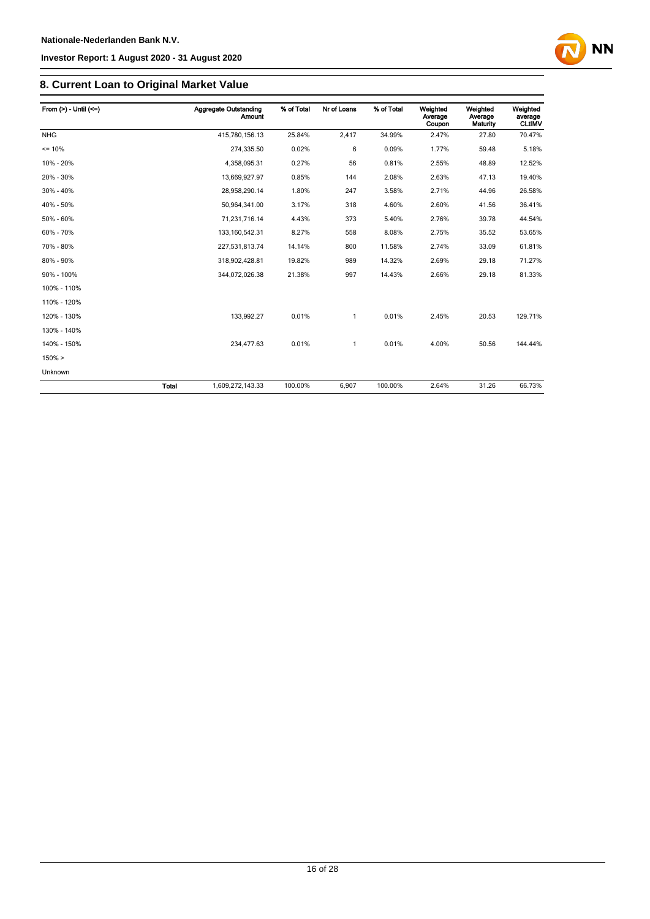## 8. Current Loan to Original Market Value

| From (>) - Until (<=) | | Aggregate Outstanding Amount | % of Total | Nr of Loans | % of Total | Weighted Average Coupon | Weighted Average Maturity | Weighted average CLtIMV |
|---|---|---|---|---|---|---|---|---|
| NHG | | 415,780,156.13 | 25.84% | 2,417 | 34.99% | 2.47% | 27.80 | 70.47% |
| <= 10% | | 274,335.50 | 0.02% | 6 | 0.09% | 1.77% | 59.48 | 5.18% |
| 10% - 20% | | 4,358,095.31 | 0.27% | 56 | 0.81% | 2.55% | 48.89 | 12.52% |
| 20% - 30% | | 13,669,927.97 | 0.85% | 144 | 2.08% | 2.63% | 47.13 | 19.40% |
| 30% - 40% | | 28,958,290.14 | 1.80% | 247 | 3.58% | 2.71% | 44.96 | 26.58% |
| 40% - 50% | | 50,964,341.00 | 3.17% | 318 | 4.60% | 2.60% | 41.56 | 36.41% |
| 50% - 60% | | 71,231,716.14 | 4.43% | 373 | 5.40% | 2.76% | 39.78 | 44.54% |
| 60% - 70% | | 133,160,542.31 | 8.27% | 558 | 8.08% | 2.75% | 35.52 | 53.65% |
| 70% - 80% | | 227,531,813.74 | 14.14% | 800 | 11.58% | 2.74% | 33.09 | 61.81% |
| 80% - 90% | | 318,902,428.81 | 19.82% | 989 | 14.32% | 2.69% | 29.18 | 71.27% |
| 90% - 100% | | 344,072,026.38 | 21.38% | 997 | 14.43% | 2.66% | 29.18 | 81.33% |
| 100% - 110% | | | | | | | | |
| 110% - 120% | | | | | | | | |
| 120% - 130% | | 133,992.27 | 0.01% | 1 | 0.01% | 2.45% | 20.53 | 129.71% |
| 130% - 140% | | | | | | | | |
| 140% - 150% | | 234,477.63 | 0.01% | 1 | 0.01% | 4.00% | 50.56 | 144.44% |
| 150% > | | | | | | | | |
| Unknown | | | | | | | | |
| | **Total** | 1,609,272,143.33 | 100.00% | 6,907 | 100.00% | 2.64% | 31.26 | 66.73% |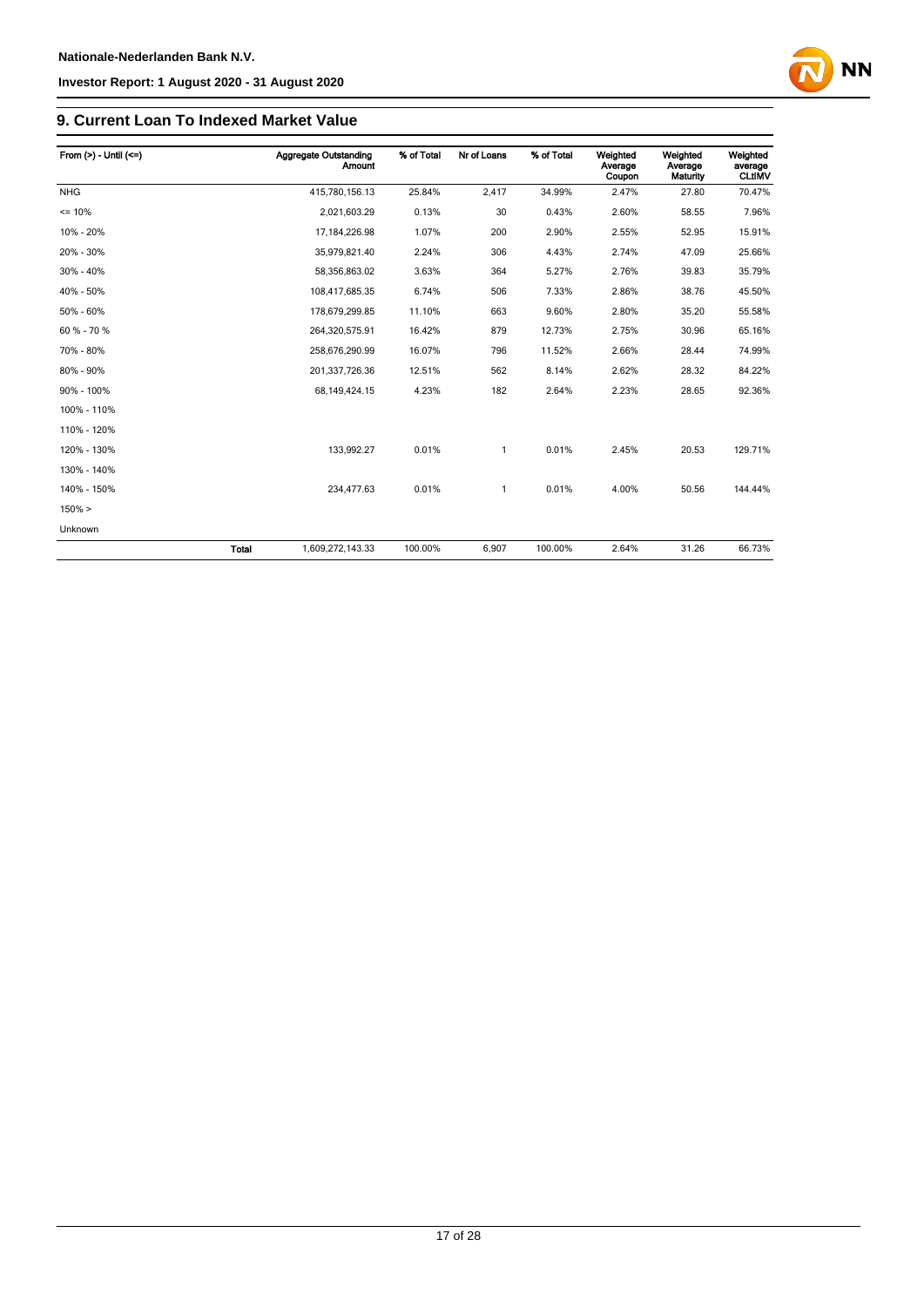## 9. Current Loan To Indexed Market Value

| From (>) - Until (<=) | | Aggregate Outstanding Amount | % of Total | Nr of Loans | % of Total | Weighted Average Coupon | Weighted Average Maturity | Weighted average CLtIMV |
|---|---|---|---|---|---|---|---|---|
| NHG | | 415,780,156.13 | 25.84% | 2,417 | 34.99% | 2.47% | 27.80 | 70.47% |
| <= 10% | | 2,021,603.29 | 0.13% | 30 | 0.43% | 2.60% | 58.55 | 7.96% |
| 10% - 20% | | 17,184,226.98 | 1.07% | 200 | 2.90% | 2.55% | 52.95 | 15.91% |
| 20% - 30% | | 35,979,821.40 | 2.24% | 306 | 4.43% | 2.74% | 47.09 | 25.66% |
| 30% - 40% | | 58,356,863.02 | 3.63% | 364 | 5.27% | 2.76% | 39.83 | 35.79% |
| 40% - 50% | | 108,417,685.35 | 6.74% | 506 | 7.33% | 2.86% | 38.76 | 45.50% |
| 50% - 60% | | 178,679,299.85 | 11.10% | 663 | 9.60% | 2.80% | 35.20 | 55.58% |
| 60 % - 70 % | | 264,320,575.91 | 16.42% | 879 | 12.73% | 2.75% | 30.96 | 65.16% |
| 70% - 80% | | 258,676,290.99 | 16.07% | 796 | 11.52% | 2.66% | 28.44 | 74.99% |
| 80% - 90% | | 201,337,726.36 | 12.51% | 562 | 8.14% | 2.62% | 28.32 | 84.22% |
| 90% - 100% | | 68,149,424.15 | 4.23% | 182 | 2.64% | 2.23% | 28.65 | 92.36% |
| 100% - 110% | | | | | | | | |
| 110% - 120% | | | | | | | | |
| 120% - 130% | | 133,992.27 | 0.01% | 1 | 0.01% | 2.45% | 20.53 | 129.71% |
| 130% - 140% | | | | | | | | |
| 140% - 150% | | 234,477.63 | 0.01% | 1 | 0.01% | 4.00% | 50.56 | 144.44% |
| 150% > | | | | | | | | |
| Unknown | | | | | | | | |
| | **Total** | 1,609,272,143.33 | 100.00% | 6,907 | 100.00% | 2.64% | 31.26 | 66.73% |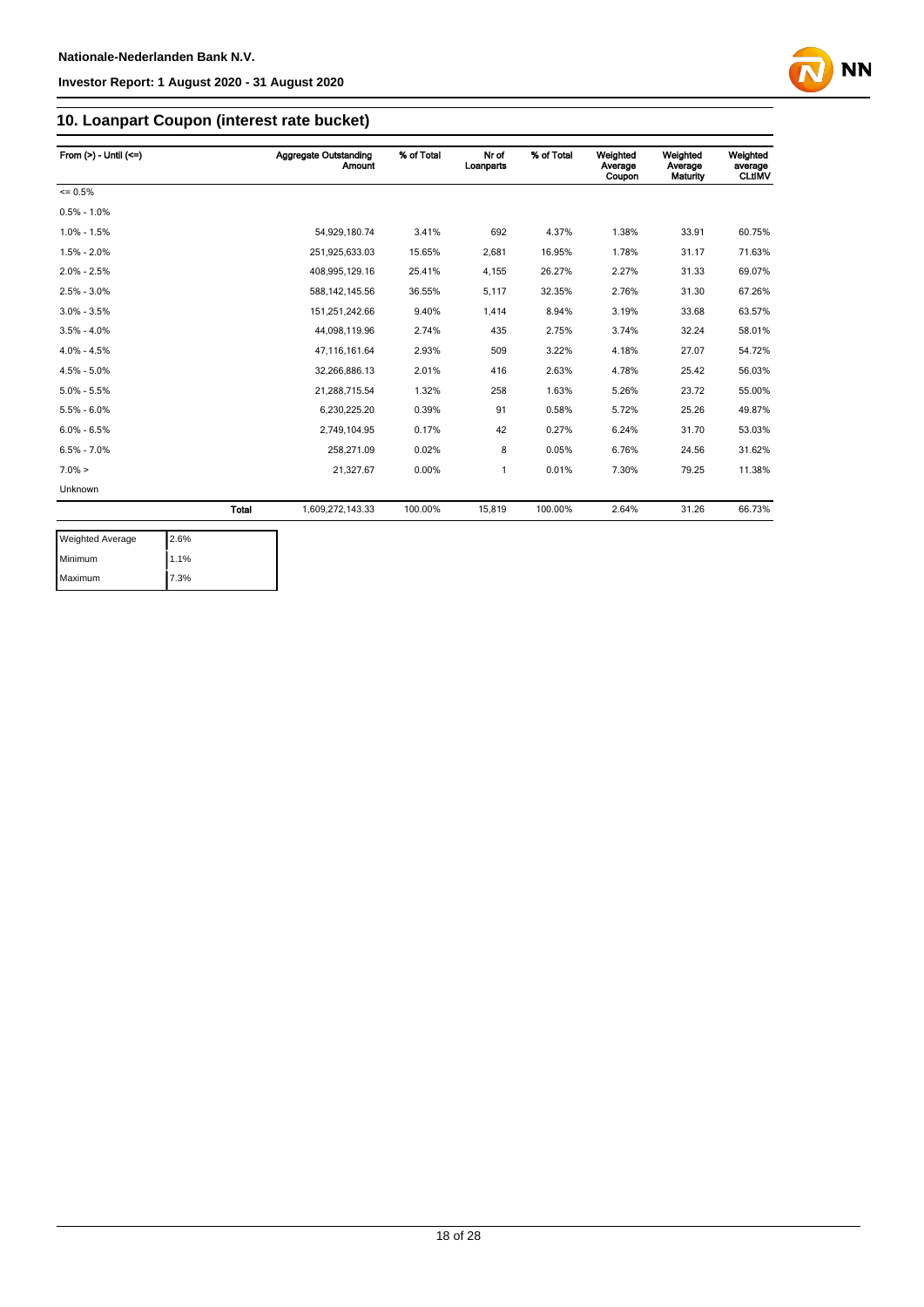## 10. Loanpart Coupon (interest rate bucket)

| From (>) - Until (<=) | | Aggregate Outstanding Amount | % of Total | Nr of Loanparts | % of Total | Weighted Average Coupon | Weighted Average Maturity | Weighted average CLtIMV |
|---|---|---|---|---|---|---|---|---|
| <= 0.5% | | | | | | | | |
| 0.5% - 1.0% | | | | | | | | |
| 1.0% - 1.5% | | 54,929,180.74 | 3.41% | 692 | 4.37% | 1.38% | 33.91 | 60.75% |
| 1.5% - 2.0% | | 251,925,633.03 | 15.65% | 2,681 | 16.95% | 1.78% | 31.17 | 71.63% |
| 2.0% - 2.5% | | 408,995,129.16 | 25.41% | 4,155 | 26.27% | 2.27% | 31.33 | 69.07% |
| 2.5% - 3.0% | | 588,142,145.56 | 36.55% | 5,117 | 32.35% | 2.76% | 31.30 | 67.26% |
| 3.0% - 3.5% | | 151,251,242.66 | 9.40% | 1,414 | 8.94% | 3.19% | 33.68 | 63.57% |
| 3.5% - 4.0% | | 44,098,119.96 | 2.74% | 435 | 2.75% | 3.74% | 32.24 | 58.01% |
| 4.0% - 4.5% | | 47,116,161.64 | 2.93% | 509 | 3.22% | 4.18% | 27.07 | 54.72% |
| 4.5% - 5.0% | | 32,266,886.13 | 2.01% | 416 | 2.63% | 4.78% | 25.42 | 56.03% |
| 5.0% - 5.5% | | 21,288,715.54 | 1.32% | 258 | 1.63% | 5.26% | 23.72 | 55.00% |
| 5.5% - 6.0% | | 6,230,225.20 | 0.39% | 91 | 0.58% | 5.72% | 25.26 | 49.87% |
| 6.0% - 6.5% | | 2,749,104.95 | 0.17% | 42 | 0.27% | 6.24% | 31.70 | 53.03% |
| 6.5% - 7.0% | | 258,271.09 | 0.02% | 8 | 0.05% | 6.76% | 24.56 | 31.62% |
| 7.0% > | | 21,327.67 | 0.00% | 1 | 0.01% | 7.30% | 79.25 | 11.38% |
| Unknown | | | | | | | | |
| | Total | 1,609,272,143.33 | 100.00% | 15,819 | 100.00% | 2.64% | 31.26 | 66.73% |

| | |
|---|---|
| Weighted Average | 2.6% |
| Minimum | 1.1% |
| Maximum | 7.3% |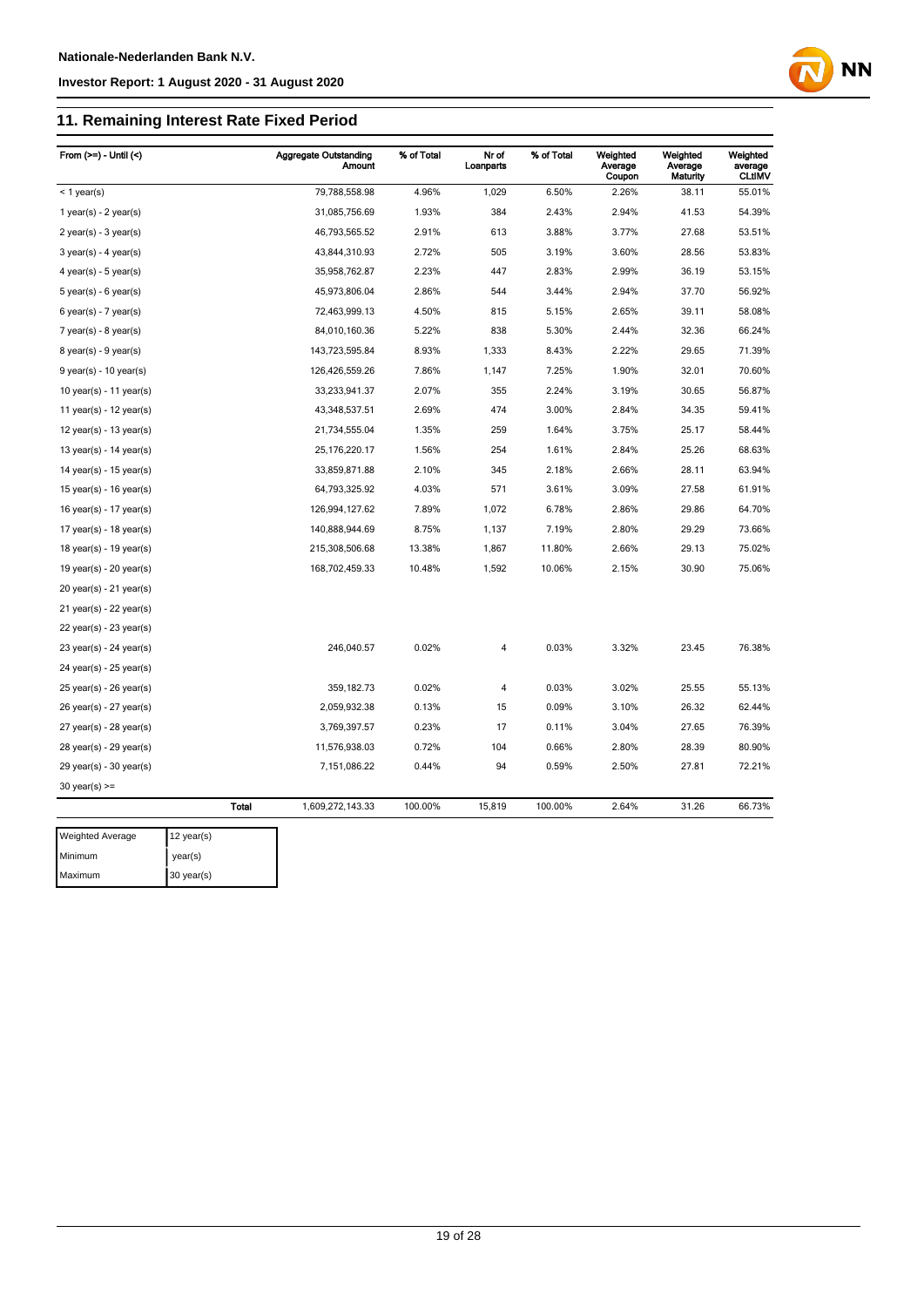## 11. Remaining Interest Rate Fixed Period

| From (>=) - Until (<) | | Aggregate Outstanding Amount | % of Total | Nr of Loanparts | % of Total | Weighted Average Coupon | Weighted Average Maturity | Weighted average CLtIMV |
|---|---|---|---|---|---|---|---|---|
| < 1 year(s) | | 79,788,558.98 | 4.96% | 1,029 | 6.50% | 2.26% | 38.11 | 55.01% |
| 1 year(s) - 2 year(s) | | 31,085,756.69 | 1.93% | 384 | 2.43% | 2.94% | 41.53 | 54.39% |
| 2 year(s) - 3 year(s) | | 46,793,565.52 | 2.91% | 613 | 3.88% | 3.77% | 27.68 | 53.51% |
| 3 year(s) - 4 year(s) | | 43,844,310.93 | 2.72% | 505 | 3.19% | 3.60% | 28.56 | 53.83% |
| 4 year(s) - 5 year(s) | | 35,958,762.87 | 2.23% | 447 | 2.83% | 2.99% | 36.19 | 53.15% |
| 5 year(s) - 6 year(s) | | 45,973,806.04 | 2.86% | 544 | 3.44% | 2.94% | 37.70 | 56.92% |
| 6 year(s) - 7 year(s) | | 72,463,999.13 | 4.50% | 815 | 5.15% | 2.65% | 39.11 | 58.08% |
| 7 year(s) - 8 year(s) | | 84,010,160.36 | 5.22% | 838 | 5.30% | 2.44% | 32.36 | 66.24% |
| 8 year(s) - 9 year(s) | | 143,723,595.84 | 8.93% | 1,333 | 8.43% | 2.22% | 29.65 | 71.39% |
| 9 year(s) - 10 year(s) | | 126,426,559.26 | 7.86% | 1,147 | 7.25% | 1.90% | 32.01 | 70.60% |
| 10 year(s) - 11 year(s) | | 33,233,941.37 | 2.07% | 355 | 2.24% | 3.19% | 30.65 | 56.87% |
| 11 year(s) - 12 year(s) | | 43,348,537.51 | 2.69% | 474 | 3.00% | 2.84% | 34.35 | 59.41% |
| 12 year(s) - 13 year(s) | | 21,734,555.04 | 1.35% | 259 | 1.64% | 3.75% | 25.17 | 58.44% |
| 13 year(s) - 14 year(s) | | 25,176,220.17 | 1.56% | 254 | 1.61% | 2.84% | 25.26 | 68.63% |
| 14 year(s) - 15 year(s) | | 33,859,871.88 | 2.10% | 345 | 2.18% | 2.66% | 28.11 | 63.94% |
| 15 year(s) - 16 year(s) | | 64,793,325.92 | 4.03% | 571 | 3.61% | 3.09% | 27.58 | 61.91% |
| 16 year(s) - 17 year(s) | | 126,994,127.62 | 7.89% | 1,072 | 6.78% | 2.86% | 29.86 | 64.70% |
| 17 year(s) - 18 year(s) | | 140,888,944.69 | 8.75% | 1,137 | 7.19% | 2.80% | 29.29 | 73.66% |
| 18 year(s) - 19 year(s) | | 215,308,506.68 | 13.38% | 1,867 | 11.80% | 2.66% | 29.13 | 75.02% |
| 19 year(s) - 20 year(s) | | 168,702,459.33 | 10.48% | 1,592 | 10.06% | 2.15% | 30.90 | 75.06% |
| 20 year(s) - 21 year(s) | | | | | | | | |
| 21 year(s) - 22 year(s) | | | | | | | | |
| 22 year(s) - 23 year(s) | | | | | | | | |
| 23 year(s) - 24 year(s) | | 246,040.57 | 0.02% | 4 | 0.03% | 3.32% | 23.45 | 76.38% |
| 24 year(s) - 25 year(s) | | | | | | | | |
| 25 year(s) - 26 year(s) | | 359,182.73 | 0.02% | 4 | 0.03% | 3.02% | 25.55 | 55.13% |
| 26 year(s) - 27 year(s) | | 2,059,932.38 | 0.13% | 15 | 0.09% | 3.10% | 26.32 | 62.44% |
| 27 year(s) - 28 year(s) | | 3,769,397.57 | 0.23% | 17 | 0.11% | 3.04% | 27.65 | 76.39% |
| 28 year(s) - 29 year(s) | | 11,576,938.03 | 0.72% | 104 | 0.66% | 2.80% | 28.39 | 80.90% |
| 29 year(s) - 30 year(s) | | 7,151,086.22 | 0.44% | 94 | 0.59% | 2.50% | 27.81 | 72.21% |
| 30 year(s) >= | | | | | | | | |
| | Total | 1,609,272,143.33 | 100.00% | 15,819 | 100.00% | 2.64% | 31.26 | 66.73% |

| Weighted Average | 12 year(s) |
|---|---|
| Minimum | year(s) |
| Maximum | 30 year(s) |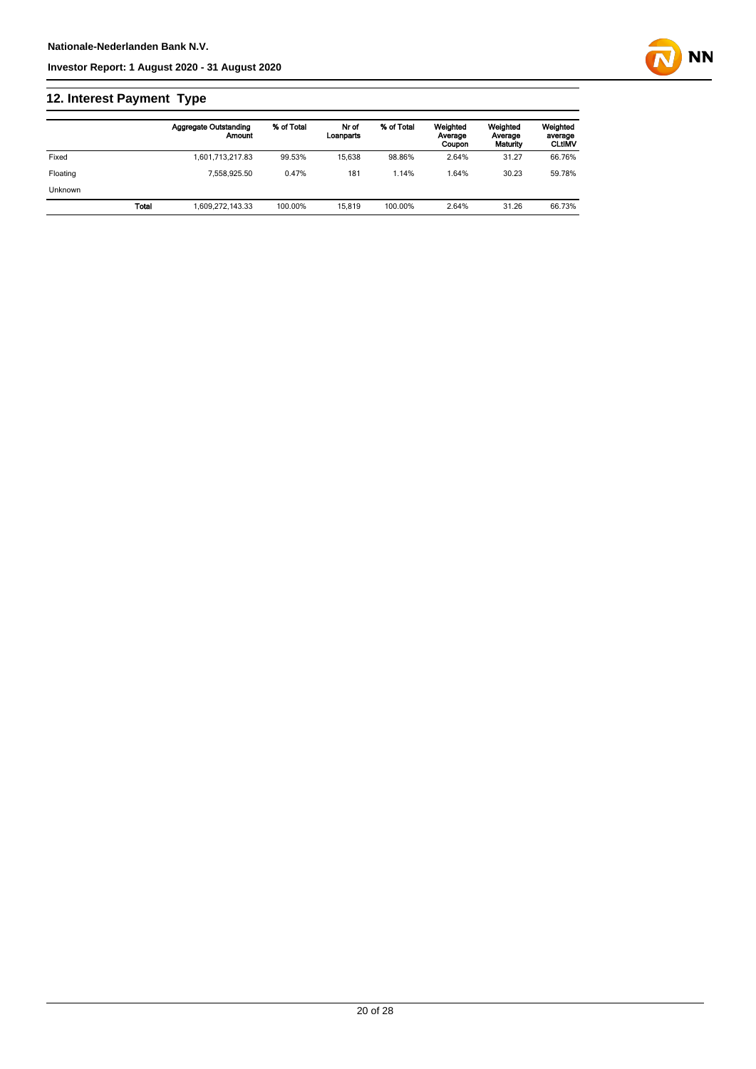## 12. Interest Payment Type

| | | Aggregate Outstanding Amount | % of Total | Nr of Loanparts | % of Total | Weighted Average Coupon | Weighted Average Maturity | Weighted average CLtIMV |
|---|---|---|---|---|---|---|---|---|
| Fixed | | 1,601,713,217.83 | 99.53% | 15,638 | 98.86% | 2.64% | 31.27 | 66.76% |
| Floating | | 7,558,925.50 | 0.47% | 181 | 1.14% | 1.64% | 30.23 | 59.78% |
| Unknown | | | | | | | | |
| | **Total** | 1,609,272,143.33 | 100.00% | 15,819 | 100.00% | 2.64% | 31.26 | 66.73% |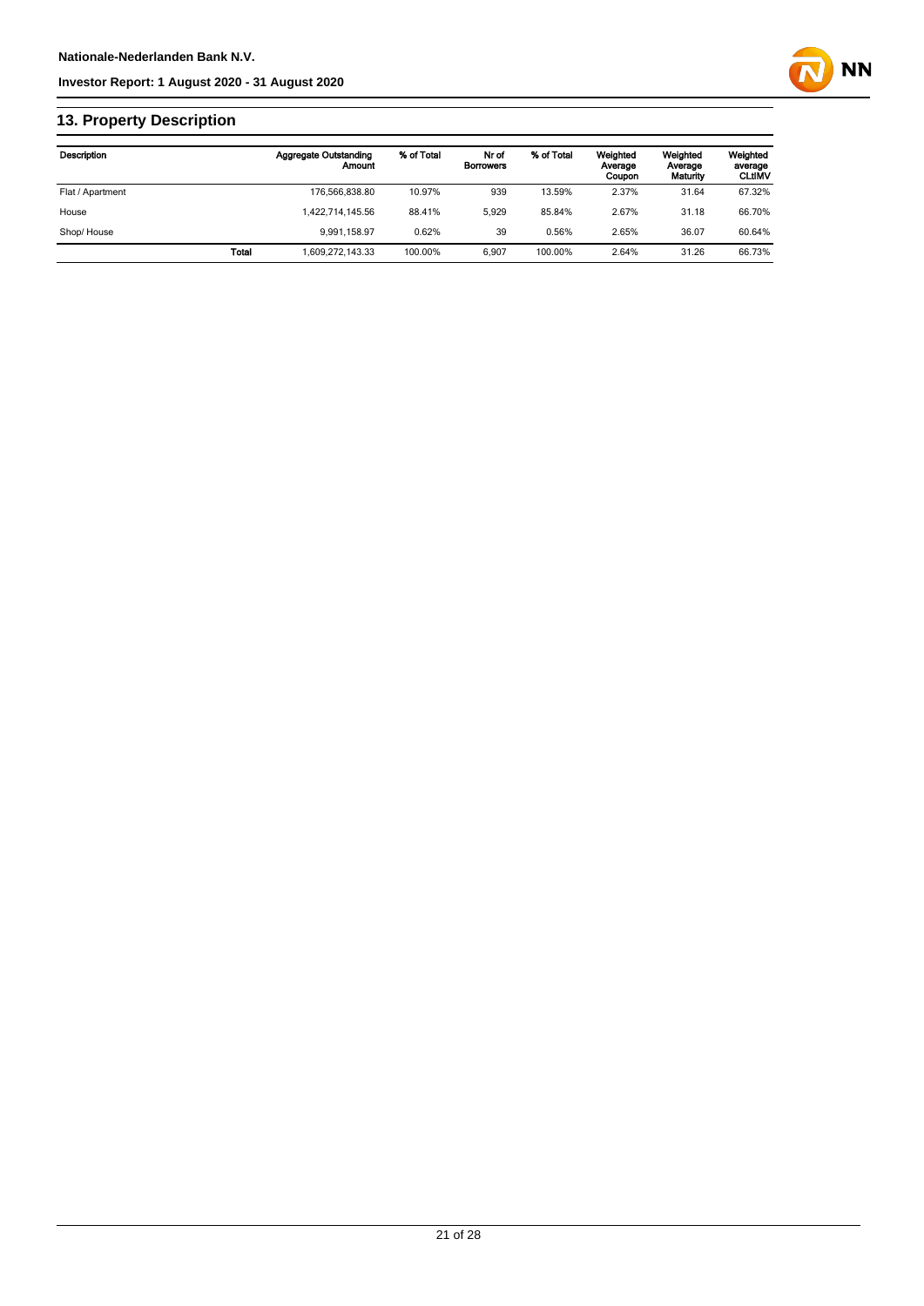## 13. Property Description

| Description | | Aggregate Outstanding Amount | % of Total | Nr of Borrowers | % of Total | Weighted Average Coupon | Weighted Average Maturity | Weighted average CLtIMV |
|---|---|---|---|---|---|---|---|---|
| Flat / Apartment | | 176,566,838.80 | 10.97% | 939 | 13.59% | 2.37% | 31.64 | 67.32% |
| House | | 1,422,714,145.56 | 88.41% | 5,929 | 85.84% | 2.67% | 31.18 | 66.70% |
| Shop/ House | | 9,991,158.97 | 0.62% | 39 | 0.56% | 2.65% | 36.07 | 60.64% |
| | **Total** | 1,609,272,143.33 | 100.00% | 6,907 | 100.00% | 2.64% | 31.26 | 66.73% |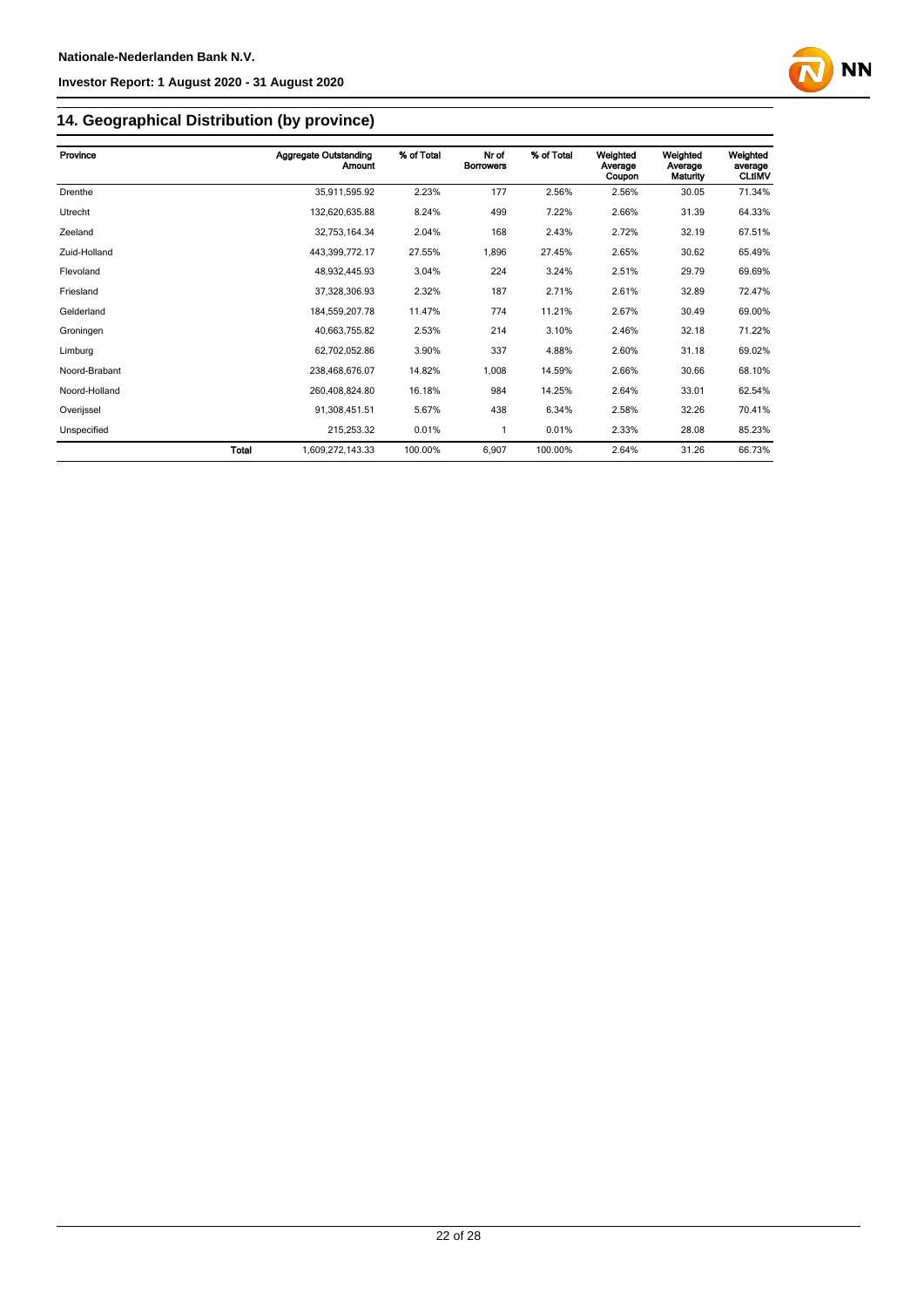## 14. Geographical Distribution (by province)

| Province | | Aggregate Outstanding Amount | % of Total | Nr of Borrowers | % of Total | Weighted Average Coupon | Weighted Average Maturity | Weighted average CLtIMV |
|---|---|---|---|---|---|---|---|---|
| Drenthe | | 35,911,595.92 | 2.23% | 177 | 2.56% | 2.56% | 30.05 | 71.34% |
| Utrecht | | 132,620,635.88 | 8.24% | 499 | 7.22% | 2.66% | 31.39 | 64.33% |
| Zeeland | | 32,753,164.34 | 2.04% | 168 | 2.43% | 2.72% | 32.19 | 67.51% |
| Zuid-Holland | | 443,399,772.17 | 27.55% | 1,896 | 27.45% | 2.65% | 30.62 | 65.49% |
| Flevoland | | 48,932,445.93 | 3.04% | 224 | 3.24% | 2.51% | 29.79 | 69.69% |
| Friesland | | 37,328,306.93 | 2.32% | 187 | 2.71% | 2.61% | 32.89 | 72.47% |
| Gelderland | | 184,559,207.78 | 11.47% | 774 | 11.21% | 2.67% | 30.49 | 69.00% |
| Groningen | | 40,663,755.82 | 2.53% | 214 | 3.10% | 2.46% | 32.18 | 71.22% |
| Limburg | | 62,702,052.86 | 3.90% | 337 | 4.88% | 2.60% | 31.18 | 69.02% |
| Noord-Brabant | | 238,468,676.07 | 14.82% | 1,008 | 14.59% | 2.66% | 30.66 | 68.10% |
| Noord-Holland | | 260,408,824.80 | 16.18% | 984 | 14.25% | 2.64% | 33.01 | 62.54% |
| Overijssel | | 91,308,451.51 | 5.67% | 438 | 6.34% | 2.58% | 32.26 | 70.41% |
| Unspecified | | 215,253.32 | 0.01% | 1 | 0.01% | 2.33% | 28.08 | 85.23% |
| | **Total** | 1,609,272,143.33 | 100.00% | 6,907 | 100.00% | 2.64% | 31.26 | 66.73% |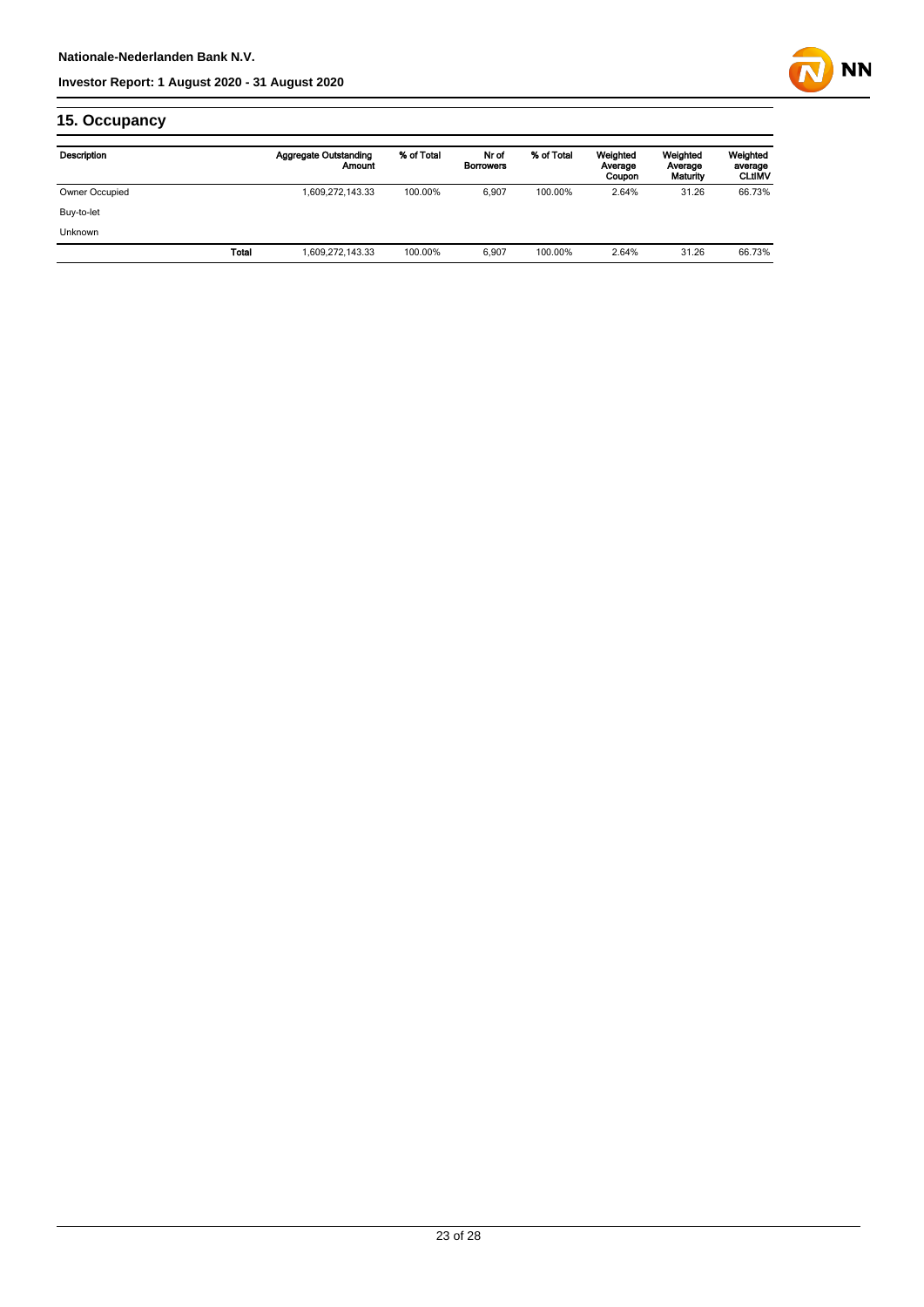## 15. Occupancy

| Description | | Aggregate Outstanding Amount | % of Total | Nr of Borrowers | % of Total | Weighted Average Coupon | Weighted Average Maturity | Weighted average CLtIMV |
|---|---|---|---|---|---|---|---|---|
| Owner Occupied | | 1,609,272,143.33 | 100.00% | 6,907 | 100.00% | 2.64% | 31.26 | 66.73% |
| Buy-to-let | | | | | | | | |
| Unknown | | | | | | | | |
| | **Total** | 1,609,272,143.33 | 100.00% | 6,907 | 100.00% | 2.64% | 31.26 | 66.73% |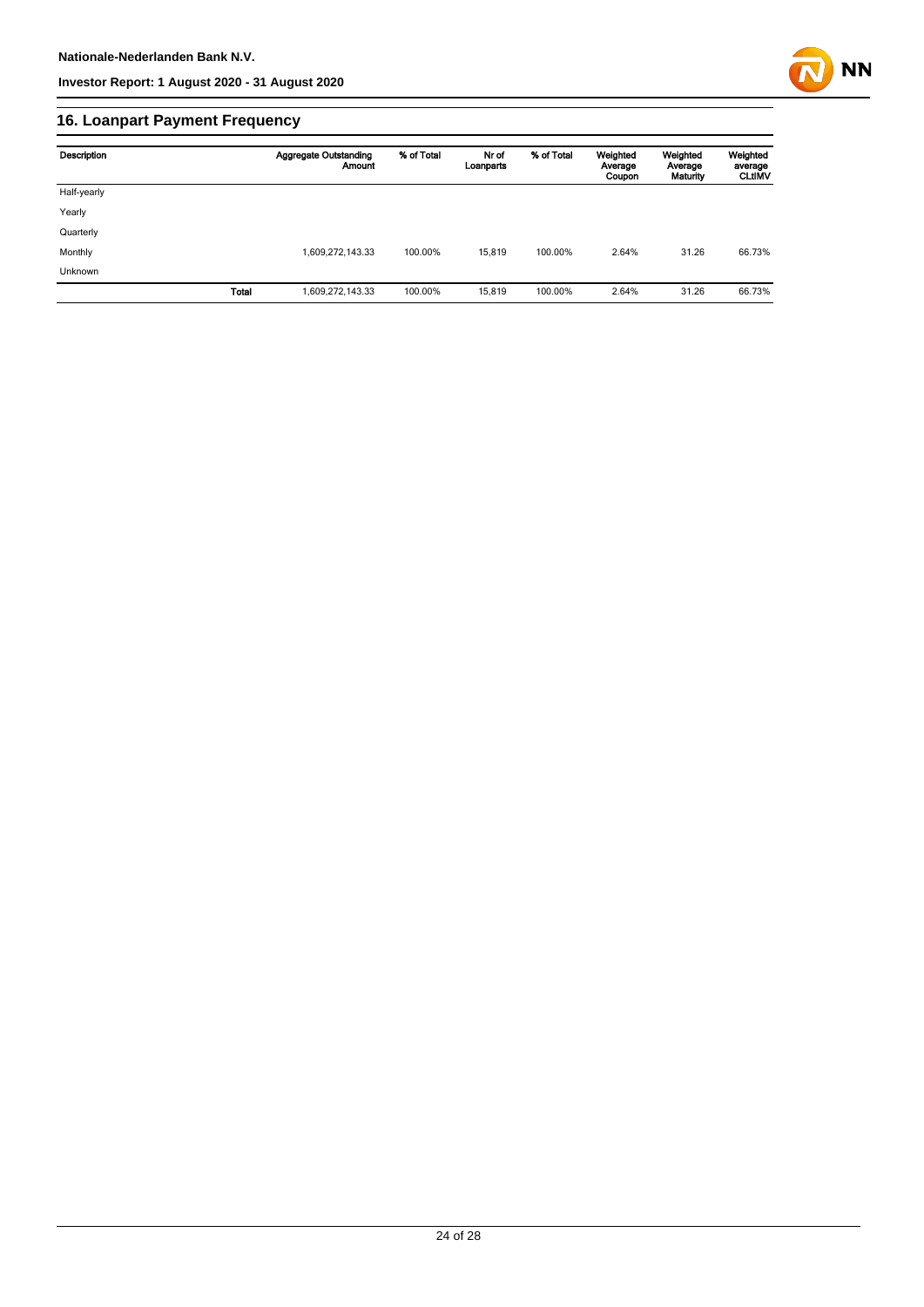## 16. Loanpart Payment Frequency

| Description | | Aggregate Outstanding Amount | % of Total | Nr of Loanparts | % of Total | Weighted Average Coupon | Weighted Average Maturity | Weighted average CLtIMV |
|---|---|---|---|---|---|---|---|---|
| Half-yearly | | | | | | | | |
| Yearly | | | | | | | | |
| Quarterly | | | | | | | | |
| Monthly | | 1,609,272,143.33 | 100.00% | 15,819 | 100.00% | 2.64% | 31.26 | 66.73% |
| Unknown | | | | | | | | |
| | **Total** | 1,609,272,143.33 | 100.00% | 15,819 | 100.00% | 2.64% | 31.26 | 66.73% |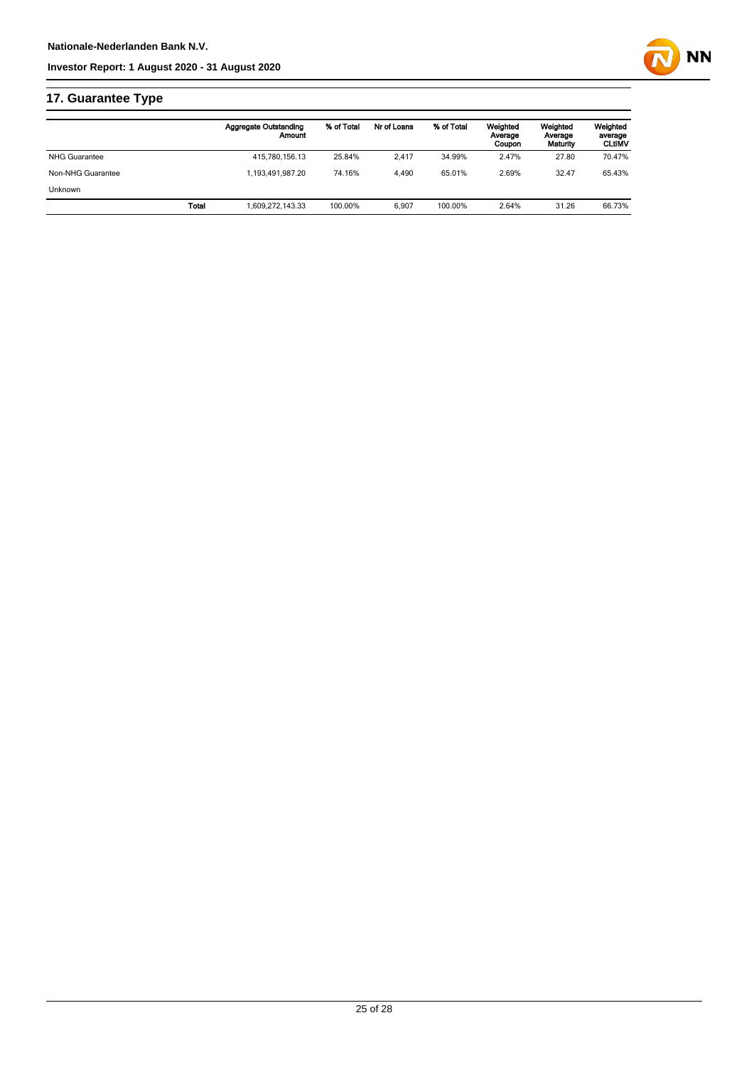## 17. Guarantee Type

| | Aggregate Outstanding Amount | % of Total | Nr of Loans | % of Total | Weighted Average Coupon | Weighted Average Maturity | Weighted average CLtIMV |
|---|---|---|---|---|---|---|---|
| NHG Guarantee | 415,780,156.13 | 25.84% | 2,417 | 34.99% | 2.47% | 27.80 | 70.47% |
| Non-NHG Guarantee | 1,193,491,987.20 | 74.16% | 4,490 | 65.01% | 2.69% | 32.47 | 65.43% |
| Unknown | | | | | | | |
| **Total** | 1,609,272,143.33 | 100.00% | 6,907 | 100.00% | 2.64% | 31.26 | 66.73% |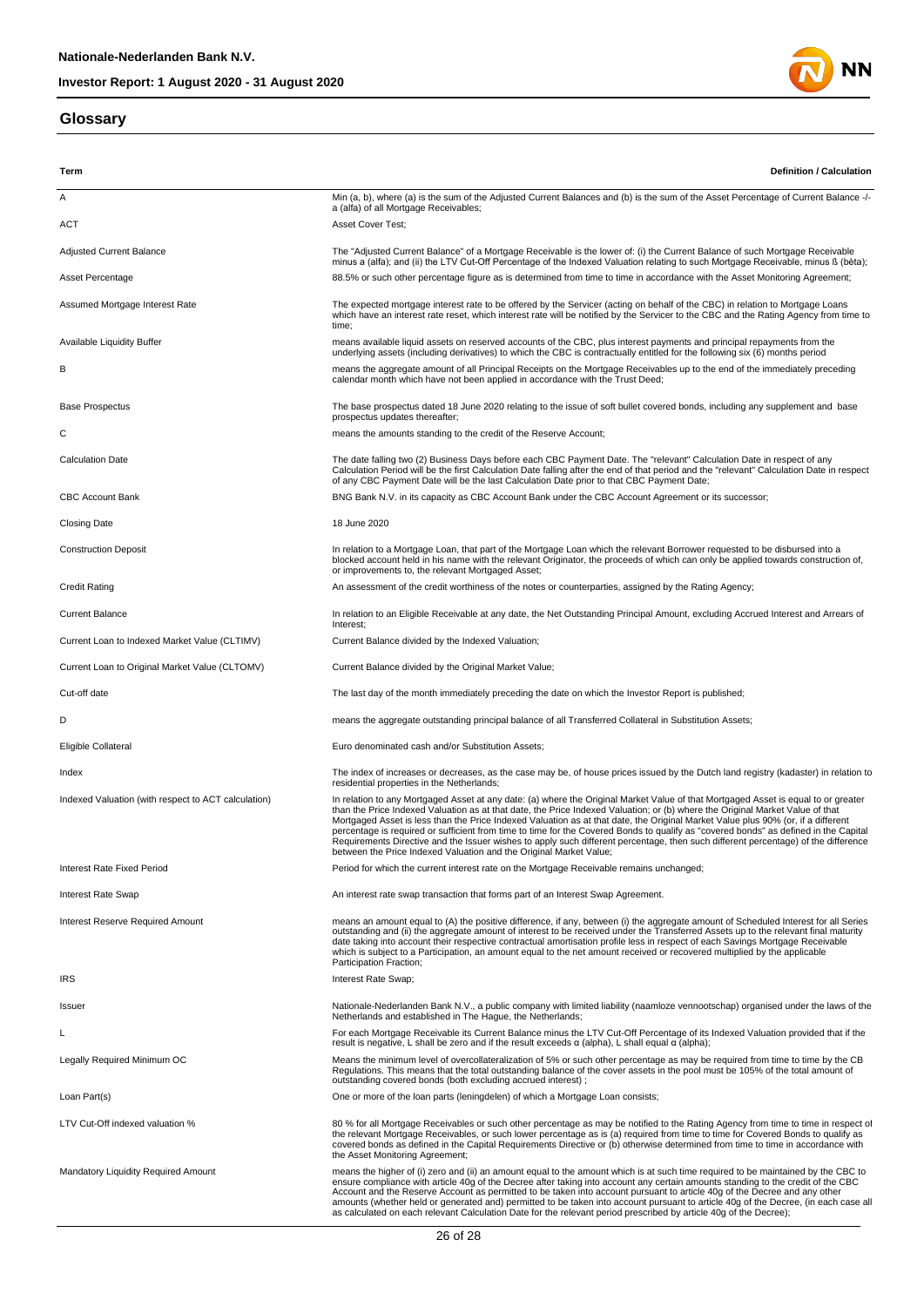## Glossary

| Term | Definition / Calculation |
| --- | --- |
| A | Min (a, b), where (a) is the sum of the Adjusted Current Balances and (b) is the sum of the Asset Percentage of Current Balance -/- a (alfa) of all Mortgage Receivables; |
| ACT | Asset Cover Test; |
| Adjusted Current Balance | The "Adjusted Current Balance" of a Mortgage Receivable is the lower of: (i) the Current Balance of such Mortgage Receivable minus a (alfa); and (ii) the LTV Cut-Off Percentage of the Indexed Valuation relating to such Mortgage Receivable, minus ß (bèta); |
| Asset Percentage | 88.5% or such other percentage figure as is determined from time to time in accordance with the Asset Monitoring Agreement; |
| Assumed Mortgage Interest Rate | The expected mortgage interest rate to be offered by the Servicer (acting on behalf of the CBC) in relation to Mortgage Loans which have an interest rate reset, which interest rate will be notified by the Servicer to the CBC and the Rating Agency from time to time; |
| Available Liquidity Buffer | means available liquid assets on reserved accounts of the CBC, plus interest payments and principal repayments from the underlying assets (including derivatives) to which the CBC is contractually entitled for the following six (6) months period |
| B | means the aggregate amount of all Principal Receipts on the Mortgage Receivables up to the end of the immediately preceding calendar month which have not been applied in accordance with the Trust Deed; |
| Base Prospectus | The base prospectus dated 18 June 2020 relating to the issue of soft bullet covered bonds, including any supplement and base prospectus updates thereafter; |
| C | means the amounts standing to the credit of the Reserve Account; |
| Calculation Date | The date falling two (2) Business Days before each CBC Payment Date. The "relevant" Calculation Date in respect of any Calculation Period will be the first Calculation Date falling after the end of that period and the "relevant" Calculation Date in respect of any CBC Payment Date will be the last Calculation Date prior to that CBC Payment Date; |
| CBC Account Bank | BNG Bank N.V. in its capacity as CBC Account Bank under the CBC Account Agreement or its successor; |
| Closing Date | 18 June 2020 |
| Construction Deposit | In relation to a Mortgage Loan, that part of the Mortgage Loan which the relevant Borrower requested to be disbursed into a blocked account held in his name with the relevant Originator, the proceeds of which can only be applied towards construction of, or improvements to, the relevant Mortgaged Asset; |
| Credit Rating | An assessment of the credit worthiness of the notes or counterparties, assigned by the Rating Agency; |
| Current Balance | In relation to an Eligible Receivable at any date, the Net Outstanding Principal Amount, excluding Accrued Interest and Arrears of Interest; |
| Current Loan to Indexed Market Value (CLTIMV) | Current Balance divided by the Indexed Valuation; |
| Current Loan to Original Market Value (CLTOMV) | Current Balance divided by the Original Market Value; |
| Cut-off date | The last day of the month immediately preceding the date on which the Investor Report is published; |
| D | means the aggregate outstanding principal balance of all Transferred Collateral in Substitution Assets; |
| Eligible Collateral | Euro denominated cash and/or Substitution Assets; |
| Index | The index of increases or decreases, as the case may be, of house prices issued by the Dutch land registry (kadaster) in relation to residential properties in the Netherlands; |
| Indexed Valuation (with respect to ACT calculation) | In relation to any Mortgaged Asset at any date: (a) where the Original Market Value of that Mortgaged Asset is equal to or greater than the Price Indexed Valuation as at that date, the Price Indexed Valuation; or (b) where the Original Market Value of that Mortgaged Asset is less than the Price Indexed Valuation as at that date, the Original Market Value plus 90% (or, if a different percentage is required or sufficient from time to time for the Covered Bonds to qualify as "covered bonds" as defined in the Capital Requirements Directive and the Issuer wishes to apply such different percentage, then such different percentage) of the difference between the Price Indexed Valuation and the Original Market Value; |
| Interest Rate Fixed Period | Period for which the current interest rate on the Mortgage Receivable remains unchanged; |
| Interest Rate Swap | An interest rate swap transaction that forms part of an Interest Swap Agreement. |
| Interest Reserve Required Amount | means an amount equal to (A) the positive difference, if any, between (i) the aggregate amount of Scheduled Interest for all Series outstanding and (ii) the aggregate amount of interest to be received under the Transferred Assets up to the relevant final maturity date taking into account their respective contractual amortisation profile less in respect of each Savings Mortgage Receivable which is subject to a Participation, an amount equal to the net amount received or recovered multiplied by the applicable Participation Fraction; |
| IRS | Interest Rate Swap; |
| Issuer | Nationale-Nederlanden Bank N.V., a public company with limited liability (naamloze vennootschap) organised under the laws of the Netherlands and established in The Hague, the Netherlands; |
| L | For each Mortgage Receivable its Current Balance minus the LTV Cut-Off Percentage of its Indexed Valuation provided that if the result is negative, L shall be zero and if the result exceeds α (alpha), L shall equal α (alpha); |
| Legally Required Minimum OC | Means the minimum level of overcollateralization of 5% or such other percentage as may be required from time to time by the CB Regulations. This means that the total outstanding balance of the cover assets in the pool must be 105% of the total amount of outstanding covered bonds (both excluding accrued interest) ; |
| Loan Part(s) | One or more of the loan parts (leningdelen) of which a Mortgage Loan consists; |
| LTV Cut-Off indexed valuation % | 80 % for all Mortgage Receivables or such other percentage as may be notified to the Rating Agency from time to time in respect of the relevant Mortgage Receivables, or such lower percentage as is (a) required from time to time for Covered Bonds to qualify as covered bonds as defined in the Capital Requirements Directive or (b) otherwise determined from time to time in accordance with the Asset Monitoring Agreement; |
| Mandatory Liquidity Required Amount | means the higher of (i) zero and (ii) an amount equal to the amount which is at such time required to be maintained by the CBC to ensure compliance with article 40g of the Decree after taking into account any certain amounts standing to the credit of the CBC Account and the Reserve Account as permitted to be taken into account pursuant to article 40g of the Decree and any other amounts (whether held or generated and) permitted to be taken into account pursuant to article 40g of the Decree, (in each case all as calculated on each relevant Calculation Date for the relevant period prescribed by article 40g of the Decree); |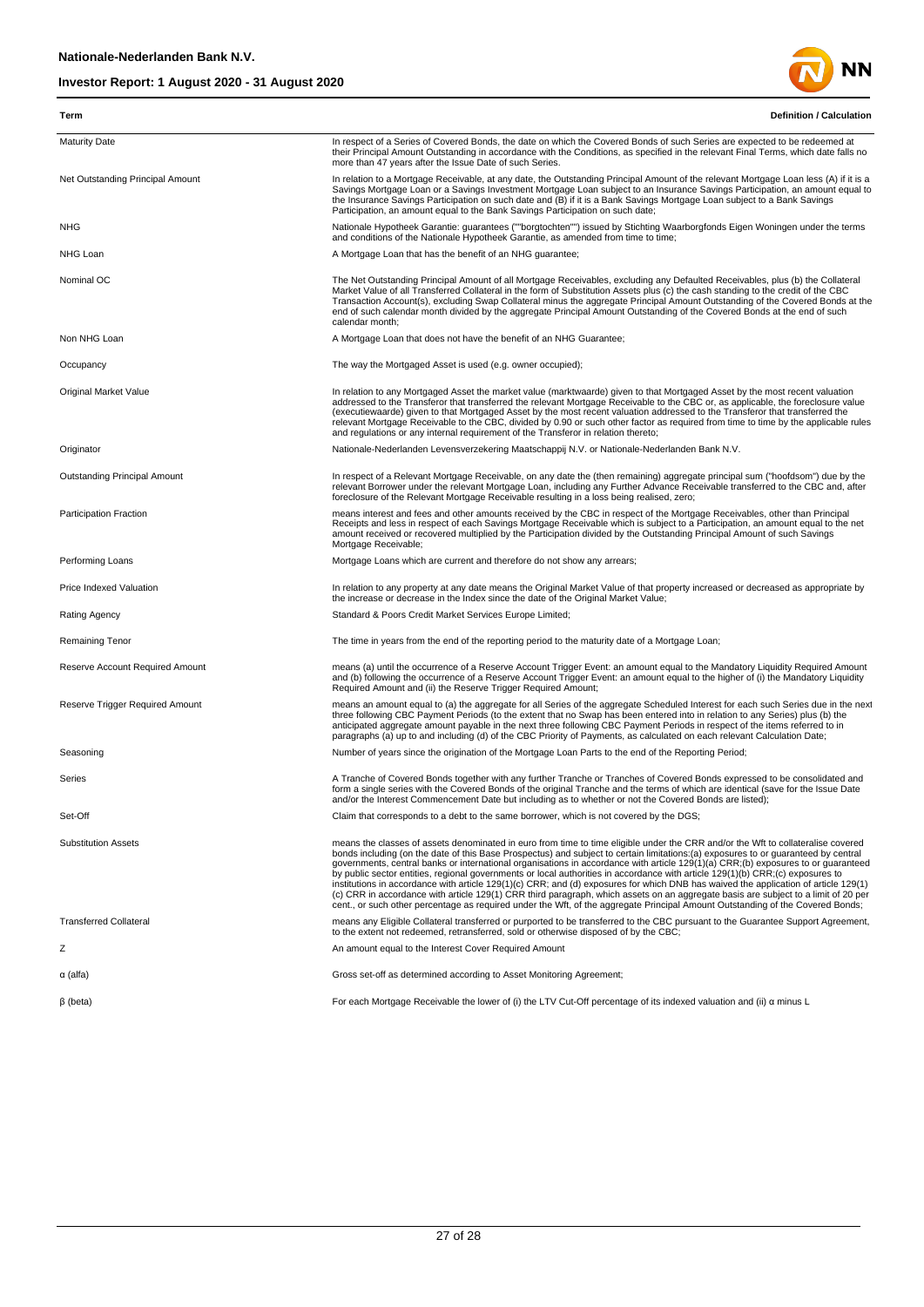| Term | Definition / Calculation |
|---|---|
| Maturity Date | In respect of a Series of Covered Bonds, the date on which the Covered Bonds of such Series are expected to be redeemed at their Principal Amount Outstanding in accordance with the Conditions, as specified in the relevant Final Terms, which date falls no more than 47 years after the Issue Date of such Series. |
| Net Outstanding Principal Amount | In relation to a Mortgage Receivable, at any date, the Outstanding Principal Amount of the relevant Mortgage Loan less (A) if it is a Savings Mortgage Loan or a Savings Investment Mortgage Loan subject to an Insurance Savings Participation, an amount equal to the Insurance Savings Participation on such date and (B) if it is a Bank Savings Mortgage Loan subject to a Bank Savings Participation, an amount equal to the Bank Savings Participation on such date; |
| NHG | Nationale Hypotheek Garantie: guarantees (""borgtochten"") issued by Stichting Waarborgfonds Eigen Woningen under the terms and conditions of the Nationale Hypotheek Garantie, as amended from time to time; |
| NHG Loan | A Mortgage Loan that has the benefit of an NHG guarantee; |
| Nominal OC | The Net Outstanding Principal Amount of all Mortgage Receivables, excluding any Defaulted Receivables, plus (b) the Collateral Market Value of all Transferred Collateral in the form of Substitution Assets plus (c) the cash standing to the credit of the CBC Transaction Account(s), excluding Swap Collateral minus the aggregate Principal Amount Outstanding of the Covered Bonds at the end of such calendar month divided by the aggregate Principal Amount Outstanding of the Covered Bonds at the end of such calendar month; |
| Non NHG Loan | A Mortgage Loan that does not have the benefit of an NHG Guarantee; |
| Occupancy | The way the Mortgaged Asset is used (e.g. owner occupied); |
| Original Market Value | In relation to any Mortgaged Asset the market value (marktwaarde) given to that Mortgaged Asset by the most recent valuation addressed to the Transferor that transferred the relevant Mortgage Receivable to the CBC or, as applicable, the foreclosure value (executiewaarde) given to that Mortgaged Asset by the most recent valuation addressed to the Transferor that transferred the relevant Mortgage Receivable to the CBC, divided by 0.90 or such other factor as required from time to time by the applicable rules and regulations or any internal requirement of the Transferor in relation thereto; |
| Originator | Nationale-Nederlanden Levensverzekering Maatschappij N.V. or Nationale-Nederlanden Bank N.V. |
| Outstanding Principal Amount | In respect of a Relevant Mortgage Receivable, on any date the (then remaining) aggregate principal sum ("hoofdsom") due by the relevant Borrower under the relevant Mortgage Loan, including any Further Advance Receivable transferred to the CBC and, after foreclosure of the Relevant Mortgage Receivable resulting in a loss being realised, zero; |
| Participation Fraction | means interest and fees and other amounts received by the CBC in respect of the Mortgage Receivables, other than Principal Receipts and less in respect of each Savings Mortgage Receivable which is subject to a Participation, an amount equal to the net amount received or recovered multiplied by the Participation divided by the Outstanding Principal Amount of such Savings Mortgage Receivable; |
| Performing Loans | Mortgage Loans which are current and therefore do not show any arrears; |
| Price Indexed Valuation | In relation to any property at any date means the Original Market Value of that property increased or decreased as appropriate by the increase or decrease in the Index since the date of the Original Market Value; |
| Rating Agency | Standard & Poors Credit Market Services Europe Limited; |
| Remaining Tenor | The time in years from the end of the reporting period to the maturity date of a Mortgage Loan; |
| Reserve Account Required Amount | means (a) until the occurrence of a Reserve Account Trigger Event: an amount equal to the Mandatory Liquidity Required Amount and (b) following the occurrence of a Reserve Account Trigger Event: an amount equal to the higher of (i) the Mandatory Liquidity Required Amount and (ii) the Reserve Trigger Required Amount; |
| Reserve Trigger Required Amount | means an amount equal to (a) the aggregate for all Series of the aggregate Scheduled Interest for each such Series due in the next three following CBC Payment Periods (to the extent that no Swap has been entered into in relation to any Series) plus (b) the anticipated aggregate amount payable in the next three following CBC Payment Periods in respect of the items referred to in paragraphs (a) up to and including (d) of the CBC Priority of Payments, as calculated on each relevant Calculation Date; |
| Seasoning | Number of years since the origination of the Mortgage Loan Parts to the end of the Reporting Period; |
| Series | A Tranche of Covered Bonds together with any further Tranche or Tranches of Covered Bonds expressed to be consolidated and form a single series with the Covered Bonds of the original Tranche and the terms of which are identical (save for the Issue Date and/or the Interest Commencement Date but including as to whether or not the Covered Bonds are listed); |
| Set-Off | Claim that corresponds to a debt to the same borrower, which is not covered by the DGS; |
| Substitution Assets | means the classes of assets denominated in euro from time to time eligible under the CRR and/or the Wft to collateralise covered bonds including (on the date of this Base Prospectus) and subject to certain limitations:(a) exposures to or guaranteed by central governments, central banks or international organisations in accordance with article 129(1)(a) CRR;(b) exposures to or guaranteed by public sector entities, regional governments or local authorities in accordance with article 129(1)(b) CRR;(c) exposures to institutions in accordance with article 129(1)(c) CRR; and (d) exposures for which DNB has waived the application of article 129(1)(c) CRR in accordance with article 129(1) CRR third paragraph, which assets on an aggregate basis are subject to a limit of 20 per cent., or such other percentage as required under the Wft, of the aggregate Principal Amount Outstanding of the Covered Bonds; |
| Transferred Collateral | means any Eligible Collateral transferred or purported to be transferred to the CBC pursuant to the Guarantee Support Agreement, to the extent not redeemed, retransferred, sold or otherwise disposed of by the CBC; |
| Z | An amount equal to the Interest Cover Required Amount |
| α (alfa) | Gross set-off as determined according to Asset Monitoring Agreement; |
| β (beta) | For each Mortgage Receivable the lower of (i) the LTV Cut-Off percentage of its indexed valuation and (ii) α minus L |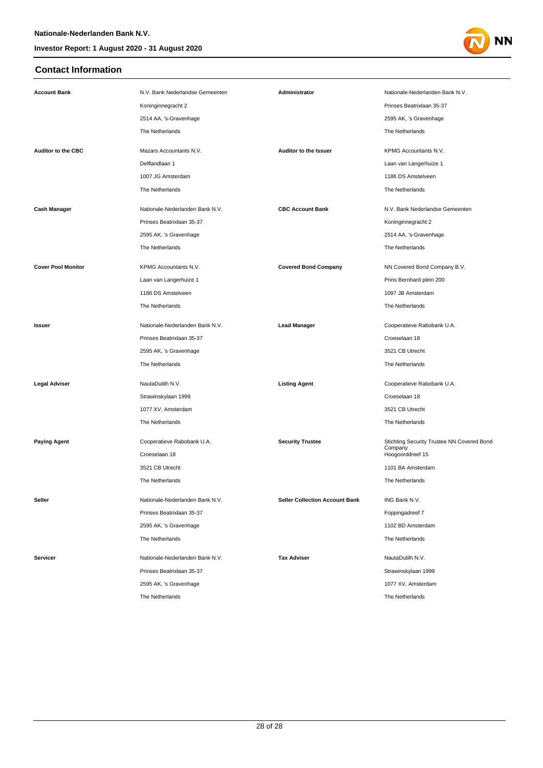## Contact Information

| | | | |
|---|---|---|---|
| **Account Bank** | N.V. Bank Nederlandse Gemeenten<br>Koninginnegracht 2<br>2514 AA, 's-Gravenhage<br>The Netherlands | **Administrator** | Nationale-Nederlanden Bank N.V.<br>Prinses Beatrixlaan 35-37<br>2595 AK, 's Gravenhage<br>The Netherlands |
| **Auditor to the CBC** | Mazars Accountants N.V.<br>Delflandlaan 1<br>1007 JG Amsterdam<br>The Netherlands | **Auditor to the Issuer** | KPMG Accountants N.V.<br>Laan van Langerhuize 1<br>1186 DS Amstelveen<br>The Netherlands |
| **Cash Manager** | Nationale-Nederlanden Bank N.V.<br>Prinses Beatrixlaan 35-37<br>2595 AK, 's Gravenhage<br>The Netherlands | **CBC Account Bank** | N.V. Bank Nederlandse Gemeenten<br>Koninginnegracht 2<br>2514 AA, 's-Gravenhage<br>The Netherlands |
| **Cover Pool Monitor** | KPMG Accountants N.V.<br>Laan van Langerhuize 1<br>1186 DS Amstelveen<br>The Netherlands | **Covered Bond Company** | NN Covered Bond Company B.V.<br>Prins Bernhard plein 200<br>1097 JB Amsterdam<br>The Netherlands |
| **Issuer** | Nationale-Nederlanden Bank N.V.<br>Prinses Beatrixlaan 35-37<br>2595 AK, 's Gravenhage<br>The Netherlands | **Lead Manager** | Cooperatieve Rabobank U.A.<br>Croeselaan 18<br>3521 CB Utrecht<br>The Netherlands |
| **Legal Adviser** | NautaDutilh N.V.<br>Strawinskylaan 1999<br>1077 XV, Amsterdam<br>The Netherlands | **Listing Agent** | Cooperatieve Rabobank U.A.<br>Croeselaan 18<br>3521 CB Utrecht<br>The Netherlands |
| **Paying Agent** | Cooperatieve Rabobank U.A.<br>Croeselaan 18<br>3521 CB Utrecht<br>The Netherlands | **Security Trustee** | Stichting Security Trustee NN Covered Bond Company<br>Hoogoorddreef 15<br>1101 BA Amsterdam<br>The Netherlands |
| **Seller** | Nationale-Nederlanden Bank N.V.<br>Prinses Beatrixlaan 35-37<br>2595 AK, 's Gravenhage<br>The Netherlands | **Seller Collection Account Bank** | ING Bank N.V.<br>Foppingadreef 7<br>1102 BD Amsterdam<br>The Netherlands |
| **Servicer** | Nationale-Nederlanden Bank N.V.<br>Prinses Beatrixlaan 35-37<br>2595 AK, 's Gravenhage<br>The Netherlands | **Tax Adviser** | NautaDutilh N.V.<br>Strawinskylaan 1999<br>1077 XV, Amsterdam<br>The Netherlands |